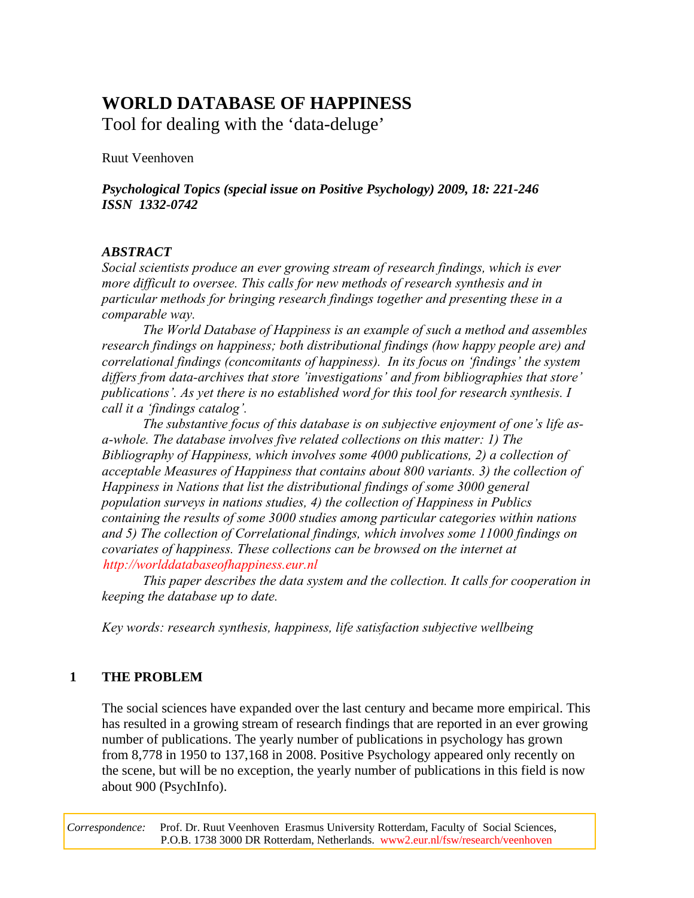# WORLD DATABASE OF HAPPINESS

Tool for dealing with the 'data-deluge'

Ruut Veenhoven

***Psychological Topics (special issue on Positive Psychology) 2009, 18: 221-246***
***ISSN 1332-0742***

### *ABSTRACT*

*Social scientists produce an ever growing stream of research findings, which is ever more difficult to oversee. This calls for new methods of research synthesis and in particular methods for bringing research findings together and presenting these in a comparable way.*

*The World Database of Happiness is an example of such a method and assembles research findings on happiness; both distributional findings (how happy people are) and correlational findings (concomitants of happiness). In its focus on 'findings' the system differs from data-archives that store 'investigations' and from bibliographies that store' publications'. As yet there is no established word for this tool for research synthesis. I call it a 'findings catalog'.*

*The substantive focus of this database is on subjective enjoyment of one's life as-a-whole. The database involves five related collections on this matter: 1) The Bibliography of Happiness, which involves some 4000 publications, 2) a collection of acceptable Measures of Happiness that contains about 800 variants. 3) the collection of Happiness in Nations that list the distributional findings of some 3000 general population surveys in nations studies, 4) the collection of Happiness in Publics containing the results of some 3000 studies among particular categories within nations and 5) The collection of Correlational findings, which involves some 11000 findings on covariates of happiness. These collections can be browsed on the internet at http://worlddatabaseofhappiness.eur.nl*

*This paper describes the data system and the collection. It calls for cooperation in keeping the database up to date.*

*Key words: research synthesis, happiness, life satisfaction subjective wellbeing*

## 1 THE PROBLEM

The social sciences have expanded over the last century and became more empirical. This has resulted in a growing stream of research findings that are reported in an ever growing number of publications. The yearly number of publications in psychology has grown from 8,778 in 1950 to 137,168 in 2008. Positive Psychology appeared only recently on the scene, but will be no exception, the yearly number of publications in this field is now about 900 (PsychInfo).

*Correspondence:* Prof. Dr. Ruut Veenhoven Erasmus University Rotterdam, Faculty of Social Sciences, P.O.B. 1738 3000 DR Rotterdam, Netherlands. www2.eur.nl/fsw/research/veenhoven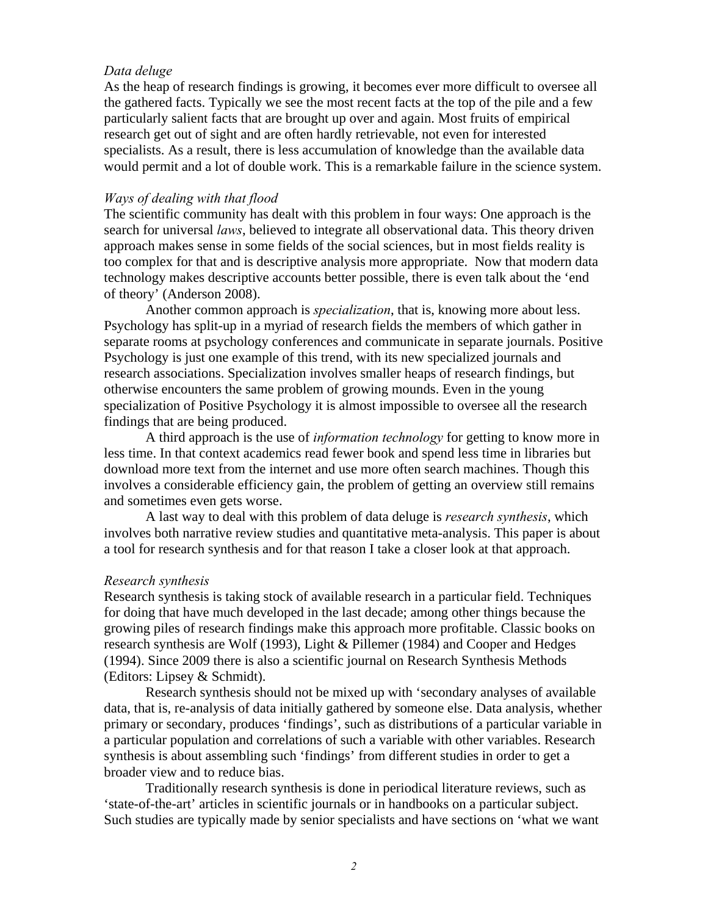*Data deluge*

As the heap of research findings is growing, it becomes ever more difficult to oversee all the gathered facts. Typically we see the most recent facts at the top of the pile and a few particularly salient facts that are brought up over and again. Most fruits of empirical research get out of sight and are often hardly retrievable, not even for interested specialists. As a result, there is less accumulation of knowledge than the available data would permit and a lot of double work. This is a remarkable failure in the science system.

*Ways of dealing with that flood*

The scientific community has dealt with this problem in four ways: One approach is the search for universal *laws*, believed to integrate all observational data. This theory driven approach makes sense in some fields of the social sciences, but in most fields reality is too complex for that and is descriptive analysis more appropriate. Now that modern data technology makes descriptive accounts better possible, there is even talk about the 'end of theory' (Anderson 2008).

Another common approach is *specialization*, that is, knowing more about less. Psychology has split-up in a myriad of research fields the members of which gather in separate rooms at psychology conferences and communicate in separate journals. Positive Psychology is just one example of this trend, with its new specialized journals and research associations. Specialization involves smaller heaps of research findings, but otherwise encounters the same problem of growing mounds. Even in the young specialization of Positive Psychology it is almost impossible to oversee all the research findings that are being produced.

A third approach is the use of *information technology* for getting to know more in less time. In that context academics read fewer book and spend less time in libraries but download more text from the internet and use more often search machines. Though this involves a considerable efficiency gain, the problem of getting an overview still remains and sometimes even gets worse.

A last way to deal with this problem of data deluge is *research synthesis*, which involves both narrative review studies and quantitative meta-analysis. This paper is about a tool for research synthesis and for that reason I take a closer look at that approach.

*Research synthesis*

Research synthesis is taking stock of available research in a particular field. Techniques for doing that have much developed in the last decade; among other things because the growing piles of research findings make this approach more profitable. Classic books on research synthesis are Wolf (1993), Light & Pillemer (1984) and Cooper and Hedges (1994). Since 2009 there is also a scientific journal on Research Synthesis Methods (Editors: Lipsey & Schmidt).

Research synthesis should not be mixed up with 'secondary analyses of available data, that is, re-analysis of data initially gathered by someone else. Data analysis, whether primary or secondary, produces 'findings', such as distributions of a particular variable in a particular population and correlations of such a variable with other variables. Research synthesis is about assembling such 'findings' from different studies in order to get a broader view and to reduce bias.

Traditionally research synthesis is done in periodical literature reviews, such as 'state-of-the-art' articles in scientific journals or in handbooks on a particular subject. Such studies are typically made by senior specialists and have sections on 'what we want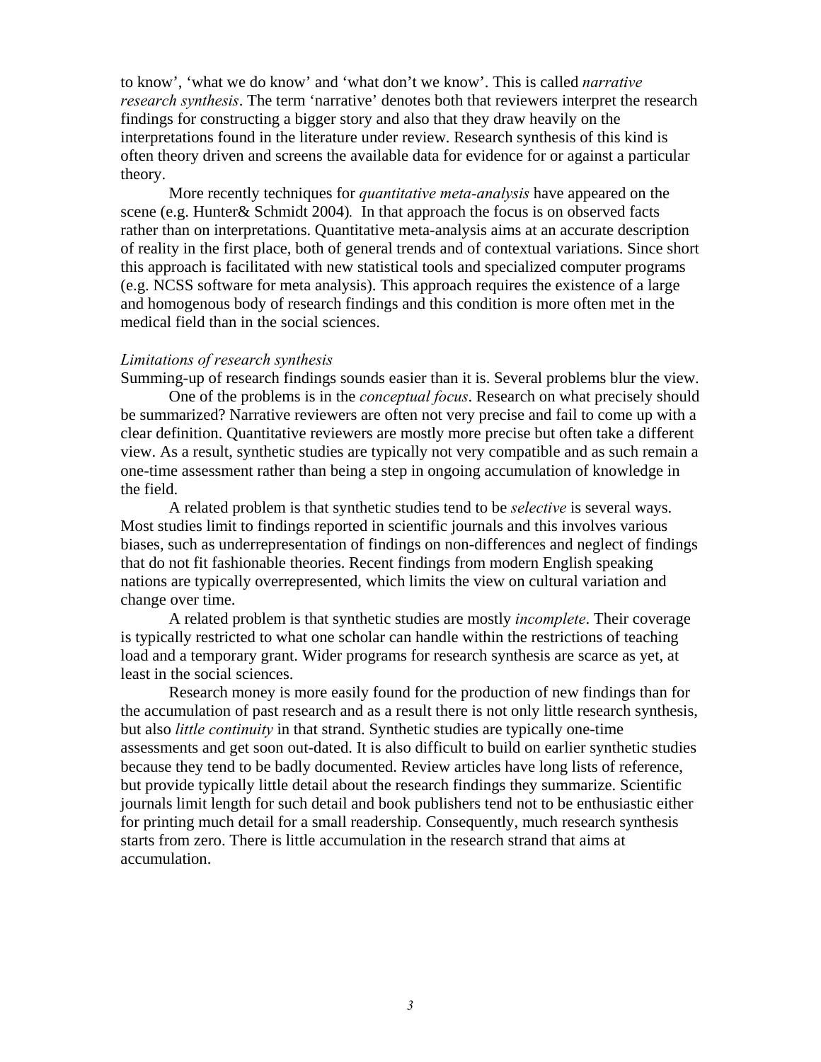to know', 'what we do know' and 'what don't we know'. This is called *narrative research synthesis*. The term 'narrative' denotes both that reviewers interpret the research findings for constructing a bigger story and also that they draw heavily on the interpretations found in the literature under review. Research synthesis of this kind is often theory driven and screens the available data for evidence for or against a particular theory.

More recently techniques for *quantitative meta-analysis* have appeared on the scene (e.g. Hunter& Schmidt 2004). In that approach the focus is on observed facts rather than on interpretations. Quantitative meta-analysis aims at an accurate description of reality in the first place, both of general trends and of contextual variations. Since short this approach is facilitated with new statistical tools and specialized computer programs (e.g. NCSS software for meta analysis). This approach requires the existence of a large and homogenous body of research findings and this condition is more often met in the medical field than in the social sciences.

*Limitations of research synthesis*

Summing-up of research findings sounds easier than it is. Several problems blur the view.

One of the problems is in the *conceptual focus*. Research on what precisely should be summarized? Narrative reviewers are often not very precise and fail to come up with a clear definition. Quantitative reviewers are mostly more precise but often take a different view. As a result, synthetic studies are typically not very compatible and as such remain a one-time assessment rather than being a step in ongoing accumulation of knowledge in the field.

A related problem is that synthetic studies tend to be *selective* is several ways. Most studies limit to findings reported in scientific journals and this involves various biases, such as underrepresentation of findings on non-differences and neglect of findings that do not fit fashionable theories. Recent findings from modern English speaking nations are typically overrepresented, which limits the view on cultural variation and change over time.

A related problem is that synthetic studies are mostly *incomplete*. Their coverage is typically restricted to what one scholar can handle within the restrictions of teaching load and a temporary grant. Wider programs for research synthesis are scarce as yet, at least in the social sciences.

Research money is more easily found for the production of new findings than for the accumulation of past research and as a result there is not only little research synthesis, but also *little continuity* in that strand. Synthetic studies are typically one-time assessments and get soon out-dated. It is also difficult to build on earlier synthetic studies because they tend to be badly documented. Review articles have long lists of reference, but provide typically little detail about the research findings they summarize. Scientific journals limit length for such detail and book publishers tend not to be enthusiastic either for printing much detail for a small readership. Consequently, much research synthesis starts from zero. There is little accumulation in the research strand that aims at accumulation.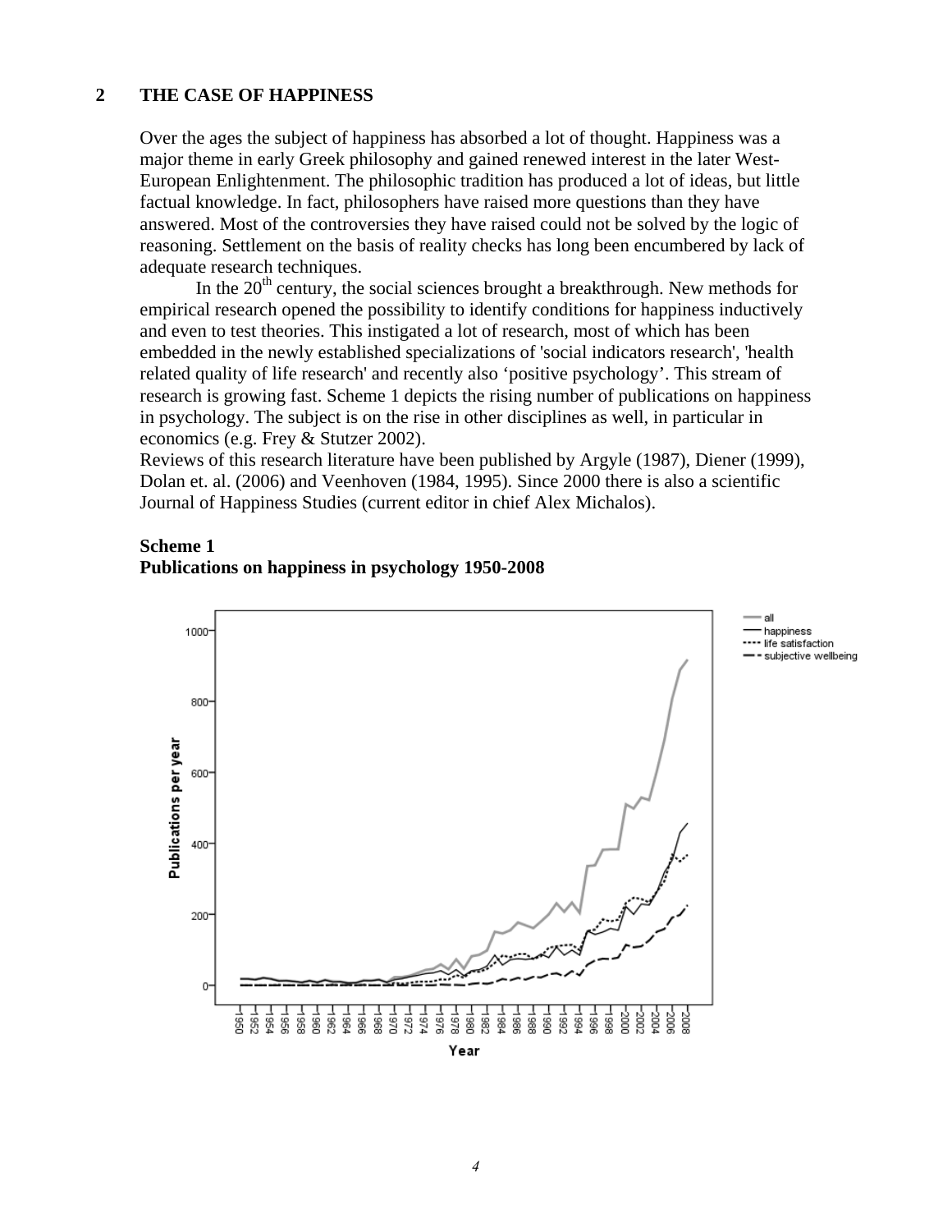## 2 THE CASE OF HAPPINESS

Over the ages the subject of happiness has absorbed a lot of thought. Happiness was a major theme in early Greek philosophy and gained renewed interest in the later West-European Enlightenment. The philosophic tradition has produced a lot of ideas, but little factual knowledge. In fact, philosophers have raised more questions than they have answered. Most of the controversies they have raised could not be solved by the logic of reasoning. Settlement on the basis of reality checks has long been encumbered by lack of adequate research techniques.

In the 20th century, the social sciences brought a breakthrough. New methods for empirical research opened the possibility to identify conditions for happiness inductively and even to test theories. This instigated a lot of research, most of which has been embedded in the newly established specializations of 'social indicators research', 'health related quality of life research' and recently also 'positive psychology'. This stream of research is growing fast. Scheme 1 depicts the rising number of publications on happiness in psychology. The subject is on the rise in other disciplines as well, in particular in economics (e.g. Frey & Stutzer 2002).

Reviews of this research literature have been published by Argyle (1987), Diener (1999), Dolan et. al. (2006) and Veenhoven (1984, 1995). Since 2000 there is also a scientific Journal of Happiness Studies (current editor in chief Alex Michalos).

**Scheme 1**
**Publications on happiness in psychology 1950-2008**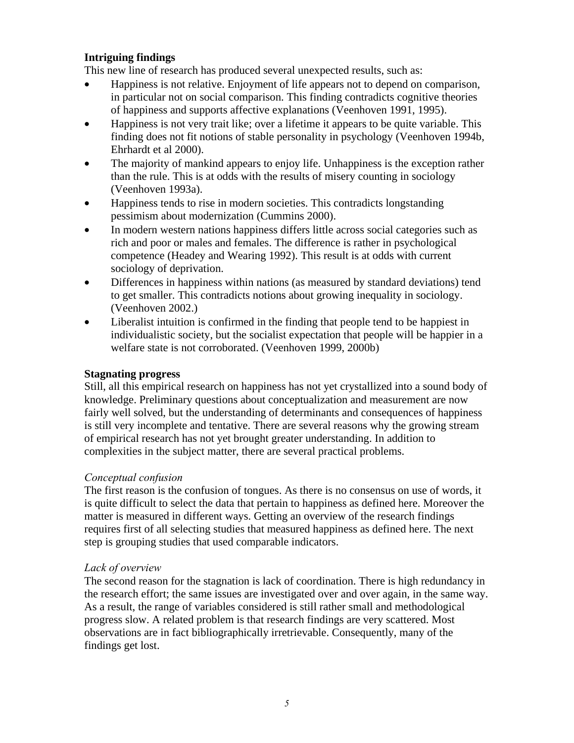**Intriguing findings**

This new line of research has produced several unexpected results, such as:

- Happiness is not relative. Enjoyment of life appears not to depend on comparison, in particular not on social comparison. This finding contradicts cognitive theories of happiness and supports affective explanations (Veenhoven 1991, 1995).
- Happiness is not very trait like; over a lifetime it appears to be quite variable. This finding does not fit notions of stable personality in psychology (Veenhoven 1994b, Ehrhardt et al 2000).
- The majority of mankind appears to enjoy life. Unhappiness is the exception rather than the rule. This is at odds with the results of misery counting in sociology (Veenhoven 1993a).
- Happiness tends to rise in modern societies. This contradicts longstanding pessimism about modernization (Cummins 2000).
- In modern western nations happiness differs little across social categories such as rich and poor or males and females. The difference is rather in psychological competence (Headey and Wearing 1992). This result is at odds with current sociology of deprivation.
- Differences in happiness within nations (as measured by standard deviations) tend to get smaller. This contradicts notions about growing inequality in sociology. (Veenhoven 2002.)
- Liberalist intuition is confirmed in the finding that people tend to be happiest in individualistic society, but the socialist expectation that people will be happier in a welfare state is not corroborated. (Veenhoven 1999, 2000b)

**Stagnating progress**

Still, all this empirical research on happiness has not yet crystallized into a sound body of knowledge. Preliminary questions about conceptualization and measurement are now fairly well solved, but the understanding of determinants and consequences of happiness is still very incomplete and tentative. There are several reasons why the growing stream of empirical research has not yet brought greater understanding. In addition to complexities in the subject matter, there are several practical problems.

*Conceptual confusion*

The first reason is the confusion of tongues. As there is no consensus on use of words, it is quite difficult to select the data that pertain to happiness as defined here. Moreover the matter is measured in different ways. Getting an overview of the research findings requires first of all selecting studies that measured happiness as defined here. The next step is grouping studies that used comparable indicators.

*Lack of overview*

The second reason for the stagnation is lack of coordination. There is high redundancy in the research effort; the same issues are investigated over and over again, in the same way. As a result, the range of variables considered is still rather small and methodological progress slow. A related problem is that research findings are very scattered. Most observations are in fact bibliographically irretrievable. Consequently, many of the findings get lost.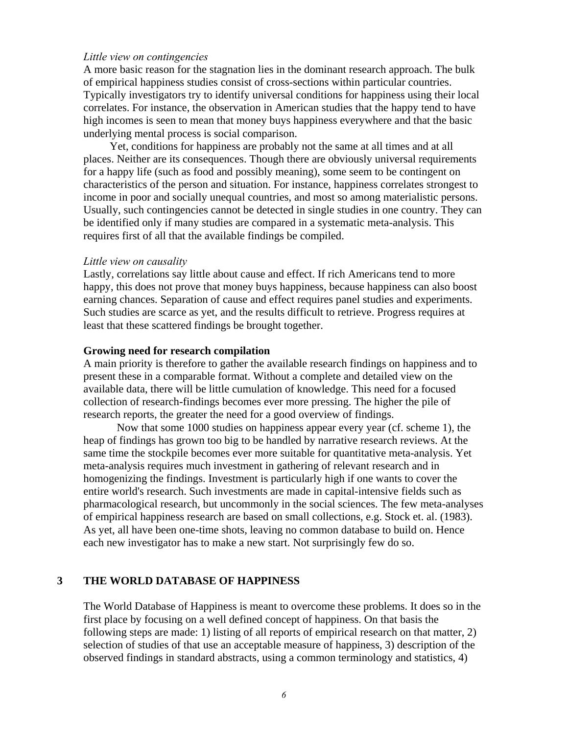*Little view on contingencies*
A more basic reason for the stagnation lies in the dominant research approach. The bulk of empirical happiness studies consist of cross-sections within particular countries. Typically investigators try to identify universal conditions for happiness using their local correlates. For instance, the observation in American studies that the happy tend to have high incomes is seen to mean that money buys happiness everywhere and that the basic underlying mental process is social comparison.

Yet, conditions for happiness are probably not the same at all times and at all places. Neither are its consequences. Though there are obviously universal requirements for a happy life (such as food and possibly meaning), some seem to be contingent on characteristics of the person and situation. For instance, happiness correlates strongest to income in poor and socially unequal countries, and most so among materialistic persons. Usually, such contingencies cannot be detected in single studies in one country. They can be identified only if many studies are compared in a systematic meta-analysis. This requires first of all that the available findings be compiled.

*Little view on causality*
Lastly, correlations say little about cause and effect. If rich Americans tend to more happy, this does not prove that money buys happiness, because happiness can also boost earning chances. Separation of cause and effect requires panel studies and experiments. Such studies are scarce as yet, and the results difficult to retrieve. Progress requires at least that these scattered findings be brought together.

**Growing need for research compilation**
A main priority is therefore to gather the available research findings on happiness and to present these in a comparable format. Without a complete and detailed view on the available data, there will be little cumulation of knowledge. This need for a focused collection of research-findings becomes ever more pressing. The higher the pile of research reports, the greater the need for a good overview of findings.

Now that some 1000 studies on happiness appear every year (cf. scheme 1), the heap of findings has grown too big to be handled by narrative research reviews. At the same time the stockpile becomes ever more suitable for quantitative meta-analysis. Yet meta-analysis requires much investment in gathering of relevant research and in homogenizing the findings. Investment is particularly high if one wants to cover the entire world's research. Such investments are made in capital-intensive fields such as pharmacological research, but uncommonly in the social sciences. The few meta-analyses of empirical happiness research are based on small collections, e.g. Stock et. al. (1983). As yet, all have been one-time shots, leaving no common database to build on. Hence each new investigator has to make a new start. Not surprisingly few do so.

## 3 THE WORLD DATABASE OF HAPPINESS

The World Database of Happiness is meant to overcome these problems. It does so in the first place by focusing on a well defined concept of happiness. On that basis the following steps are made: 1) listing of all reports of empirical research on that matter, 2) selection of studies of that use an acceptable measure of happiness, 3) description of the observed findings in standard abstracts, using a common terminology and statistics, 4)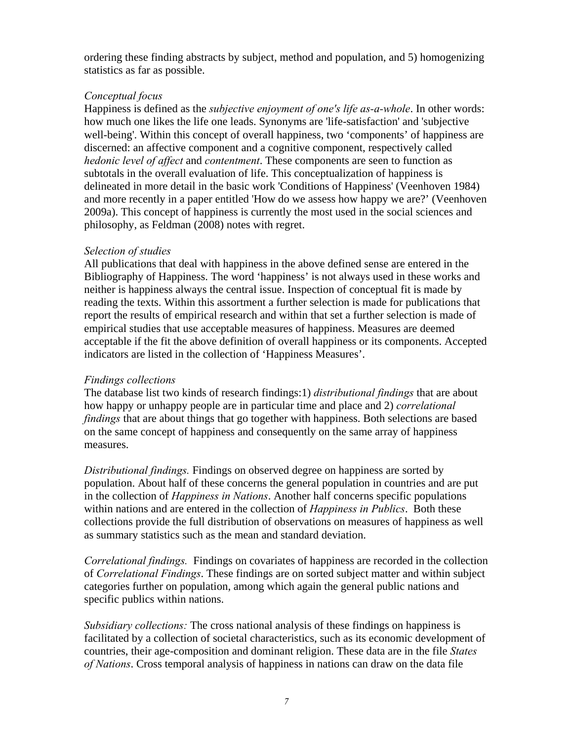ordering these finding abstracts by subject, method and population, and 5) homogenizing statistics as far as possible.

*Conceptual focus*

Happiness is defined as the *subjective enjoyment of one's life as-a-whole*. In other words: how much one likes the life one leads. Synonyms are 'life-satisfaction' and 'subjective well-being'. Within this concept of overall happiness, two 'components' of happiness are discerned: an affective component and a cognitive component, respectively called *hedonic level of affect* and *contentment*. These components are seen to function as subtotals in the overall evaluation of life. This conceptualization of happiness is delineated in more detail in the basic work 'Conditions of Happiness' (Veenhoven 1984) and more recently in a paper entitled 'How do we assess how happy we are?' (Veenhoven 2009a). This concept of happiness is currently the most used in the social sciences and philosophy, as Feldman (2008) notes with regret.

*Selection of studies*

All publications that deal with happiness in the above defined sense are entered in the Bibliography of Happiness. The word 'happiness' is not always used in these works and neither is happiness always the central issue. Inspection of conceptual fit is made by reading the texts. Within this assortment a further selection is made for publications that report the results of empirical research and within that set a further selection is made of empirical studies that use acceptable measures of happiness. Measures are deemed acceptable if the fit the above definition of overall happiness or its components. Accepted indicators are listed in the collection of 'Happiness Measures'.

*Findings collections*

The database list two kinds of research findings:1) *distributional findings* that are about how happy or unhappy people are in particular time and place and 2) *correlational findings* that are about things that go together with happiness. Both selections are based on the same concept of happiness and consequently on the same array of happiness measures.

*Distributional findings.* Findings on observed degree on happiness are sorted by population. About half of these concerns the general population in countries and are put in the collection of *Happiness in Nations*. Another half concerns specific populations within nations and are entered in the collection of *Happiness in Publics*. Both these collections provide the full distribution of observations on measures of happiness as well as summary statistics such as the mean and standard deviation.

*Correlational findings.* Findings on covariates of happiness are recorded in the collection of *Correlational Findings*. These findings are on sorted subject matter and within subject categories further on population, among which again the general public nations and specific publics within nations.

*Subsidiary collections:* The cross national analysis of these findings on happiness is facilitated by a collection of societal characteristics, such as its economic development of countries, their age-composition and dominant religion. These data are in the file *States of Nations*. Cross temporal analysis of happiness in nations can draw on the data file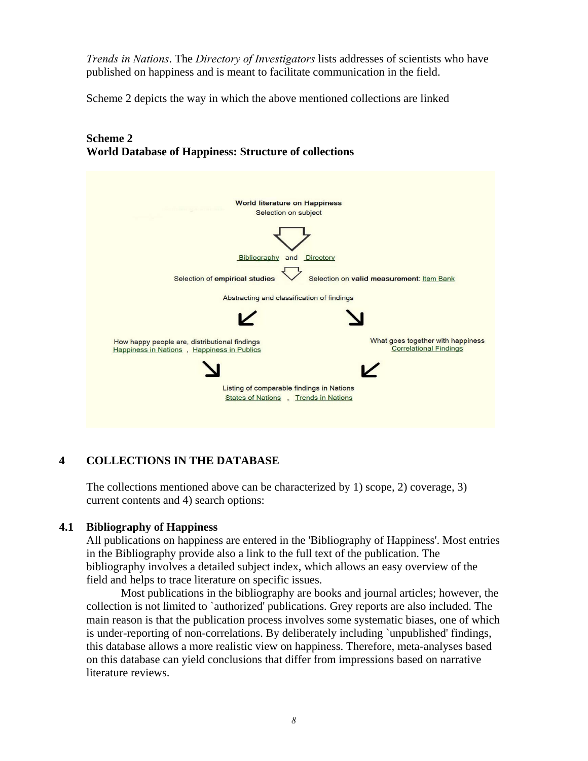*Trends in Nations*. The *Directory of Investigators* lists addresses of scientists who have published on happiness and is meant to facilitate communication in the field.

Scheme 2 depicts the way in which the above mentioned collections are linked

**Scheme 2**
**World Database of Happiness: Structure of collections**

World literature on Happiness
Selection on subject

Bibliography and Directory

Selection of **empirical studies** — Selection on **valid measurement**: Item Bank

Abstracting and classification of findings

How happy people are, distributional findings
Happiness in Nations , Happiness in Publics

What goes together with happiness
Correlational Findings

Listing of comparable findings in Nations
States of Nations , Trends in Nations

## 4 COLLECTIONS IN THE DATABASE

The collections mentioned above can be characterized by 1) scope, 2) coverage, 3) current contents and 4) search options:

### 4.1 Bibliography of Happiness

All publications on happiness are entered in the 'Bibliography of Happiness'. Most entries in the Bibliography provide also a link to the full text of the publication. The bibliography involves a detailed subject index, which allows an easy overview of the field and helps to trace literature on specific issues.

Most publications in the bibliography are books and journal articles; however, the collection is not limited to `authorized' publications. Grey reports are also included. The main reason is that the publication process involves some systematic biases, one of which is under-reporting of non-correlations. By deliberately including `unpublished' findings, this database allows a more realistic view on happiness. Therefore, meta-analyses based on this database can yield conclusions that differ from impressions based on narrative literature reviews.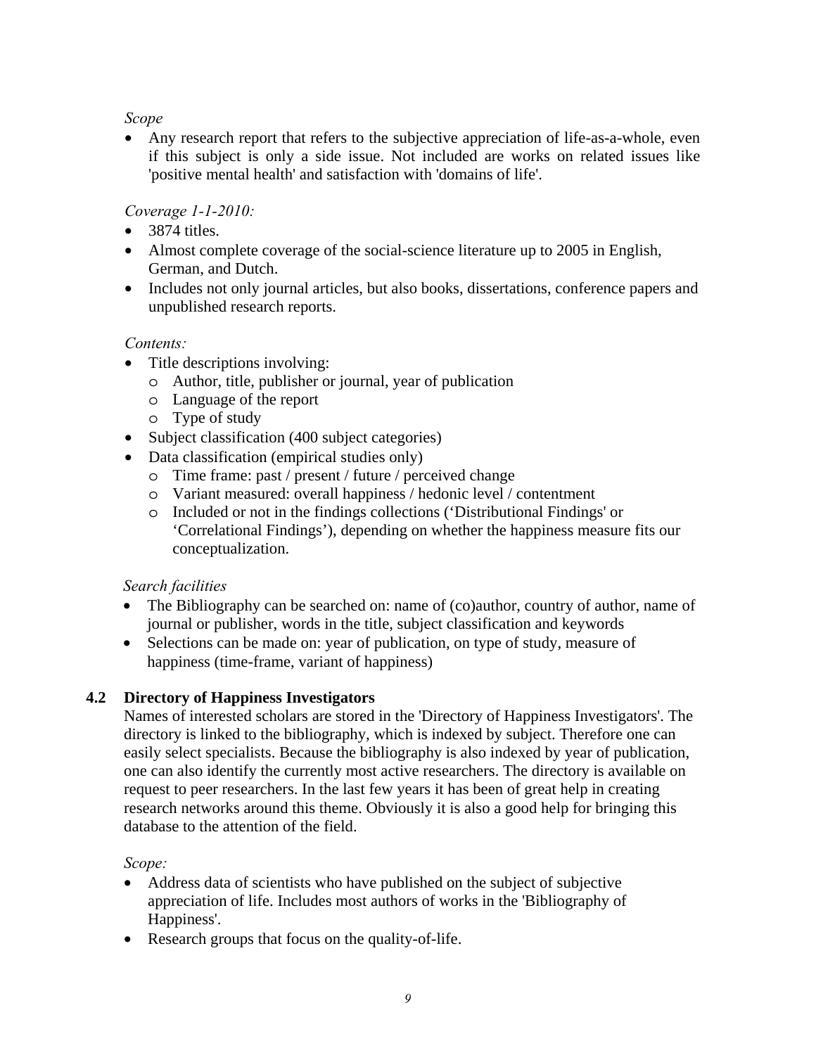*Scope*

- Any research report that refers to the subjective appreciation of life-as-a-whole, even if this subject is only a side issue. Not included are works on related issues like 'positive mental health' and satisfaction with 'domains of life'.

*Coverage 1-1-2010:*

- 3874 titles.
- Almost complete coverage of the social-science literature up to 2005 in English, German, and Dutch.
- Includes not only journal articles, but also books, dissertations, conference papers and unpublished research reports.

*Contents:*

- Title descriptions involving:
  - Author, title, publisher or journal, year of publication
  - Language of the report
  - Type of study
- Subject classification (400 subject categories)
- Data classification (empirical studies only)
  - Time frame: past / present / future / perceived change
  - Variant measured: overall happiness / hedonic level / contentment
  - Included or not in the findings collections ('Distributional Findings' or 'Correlational Findings'), depending on whether the happiness measure fits our conceptualization.

*Search facilities*

- The Bibliography can be searched on: name of (co)author, country of author, name of journal or publisher, words in the title, subject classification and keywords
- Selections can be made on: year of publication, on type of study, measure of happiness (time-frame, variant of happiness)

### 4.2 Directory of Happiness Investigators

Names of interested scholars are stored in the 'Directory of Happiness Investigators'. The directory is linked to the bibliography, which is indexed by subject. Therefore one can easily select specialists. Because the bibliography is also indexed by year of publication, one can also identify the currently most active researchers. The directory is available on request to peer researchers. In the last few years it has been of great help in creating research networks around this theme. Obviously it is also a good help for bringing this database to the attention of the field.

*Scope:*

- Address data of scientists who have published on the subject of subjective appreciation of life. Includes most authors of works in the 'Bibliography of Happiness'.
- Research groups that focus on the quality-of-life.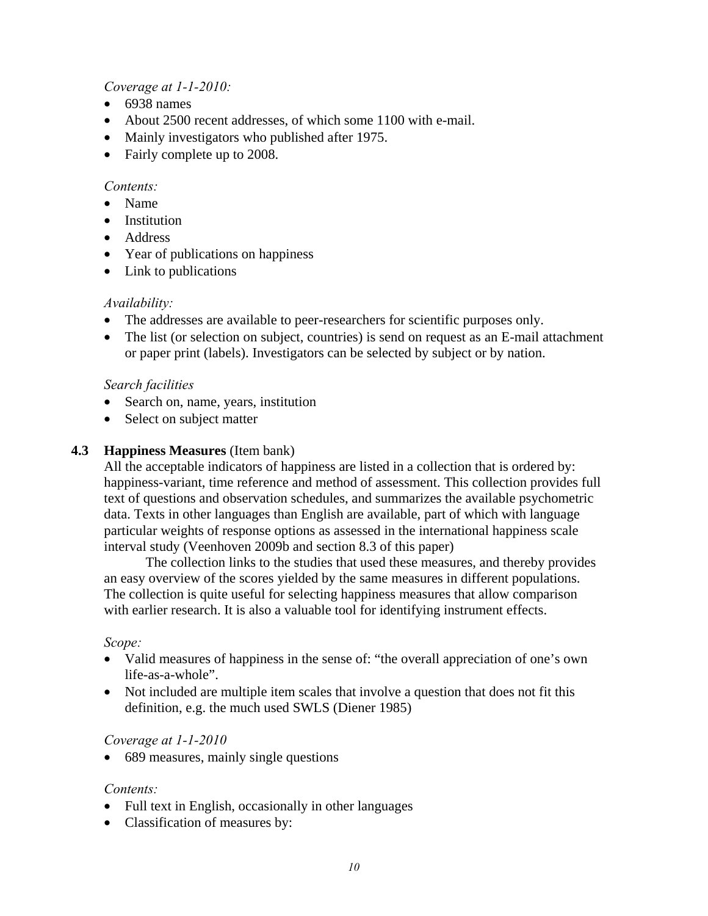*Coverage at 1-1-2010:*

- 6938 names
- About 2500 recent addresses, of which some 1100 with e-mail.
- Mainly investigators who published after 1975.
- Fairly complete up to 2008.

*Contents:*

- Name
- Institution
- Address
- Year of publications on happiness
- Link to publications

*Availability:*

- The addresses are available to peer-researchers for scientific purposes only.
- The list (or selection on subject, countries) is send on request as an E-mail attachment or paper print (labels). Investigators can be selected by subject or by nation.

*Search facilities*

- Search on, name, years, institution
- Select on subject matter

### 4.3 **Happiness Measures** (Item bank)

All the acceptable indicators of happiness are listed in a collection that is ordered by: happiness-variant, time reference and method of assessment. This collection provides full text of questions and observation schedules, and summarizes the available psychometric data. Texts in other languages than English are available, part of which with language particular weights of response options as assessed in the international happiness scale interval study (Veenhoven 2009b and section 8.3 of this paper)

The collection links to the studies that used these measures, and thereby provides an easy overview of the scores yielded by the same measures in different populations. The collection is quite useful for selecting happiness measures that allow comparison with earlier research. It is also a valuable tool for identifying instrument effects.

*Scope:*

- Valid measures of happiness in the sense of: "the overall appreciation of one's own life-as-a-whole".
- Not included are multiple item scales that involve a question that does not fit this definition, e.g. the much used SWLS (Diener 1985)

*Coverage at 1-1-2010*

- 689 measures, mainly single questions

*Contents:*

- Full text in English, occasionally in other languages
- Classification of measures by: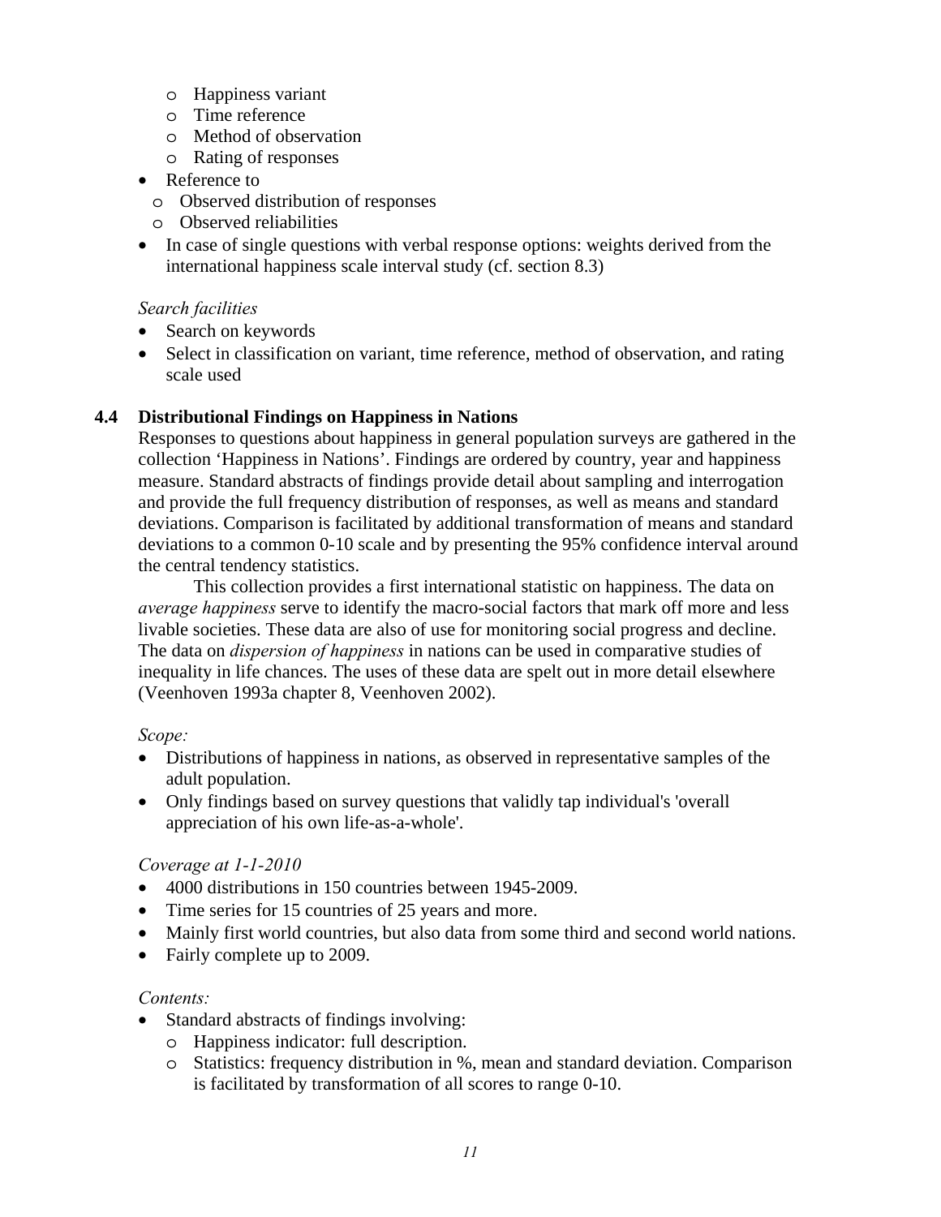- Happiness variant
    - Time reference
    - Method of observation
    - Rating of responses
- Reference to
    - Observed distribution of responses
    - Observed reliabilities
- In case of single questions with verbal response options: weights derived from the international happiness scale interval study (cf. section 8.3)

*Search facilities*

- Search on keywords
- Select in classification on variant, time reference, method of observation, and rating scale used

### 4.4 Distributional Findings on Happiness in Nations

Responses to questions about happiness in general population surveys are gathered in the collection 'Happiness in Nations'. Findings are ordered by country, year and happiness measure. Standard abstracts of findings provide detail about sampling and interrogation and provide the full frequency distribution of responses, as well as means and standard deviations. Comparison is facilitated by additional transformation of means and standard deviations to a common 0-10 scale and by presenting the 95% confidence interval around the central tendency statistics.

This collection provides a first international statistic on happiness. The data on *average happiness* serve to identify the macro-social factors that mark off more and less livable societies. These data are also of use for monitoring social progress and decline. The data on *dispersion of happiness* in nations can be used in comparative studies of inequality in life chances. The uses of these data are spelt out in more detail elsewhere (Veenhoven 1993a chapter 8, Veenhoven 2002).

*Scope:*

- Distributions of happiness in nations, as observed in representative samples of the adult population.
- Only findings based on survey questions that validly tap individual's 'overall appreciation of his own life-as-a-whole'.

*Coverage at 1-1-2010*

- 4000 distributions in 150 countries between 1945-2009.
- Time series for 15 countries of 25 years and more.
- Mainly first world countries, but also data from some third and second world nations.
- Fairly complete up to 2009.

*Contents:*

- Standard abstracts of findings involving:
    - Happiness indicator: full description.
    - Statistics: frequency distribution in %, mean and standard deviation. Comparison is facilitated by transformation of all scores to range 0-10.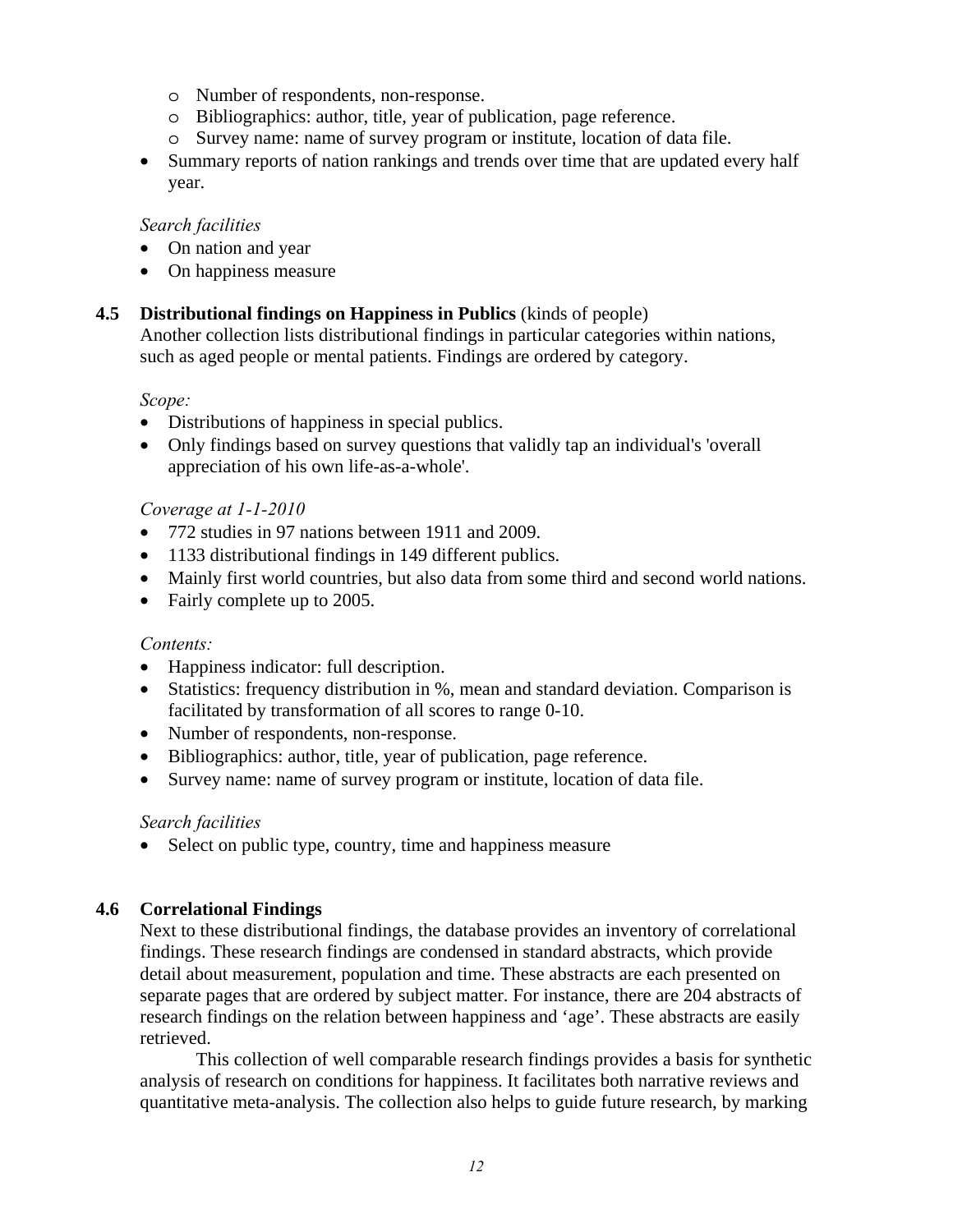- Number of respondents, non-response.
  - Bibliographics: author, title, year of publication, page reference.
  - Survey name: name of survey program or institute, location of data file.
- Summary reports of nation rankings and trends over time that are updated every half year.

*Search facilities*

- On nation and year
- On happiness measure

### 4.5 Distributional findings on Happiness in Publics (kinds of people)

Another collection lists distributional findings in particular categories within nations, such as aged people or mental patients. Findings are ordered by category.

*Scope:*

- Distributions of happiness in special publics.
- Only findings based on survey questions that validly tap an individual's 'overall appreciation of his own life-as-a-whole'.

*Coverage at 1-1-2010*

- 772 studies in 97 nations between 1911 and 2009.
- 1133 distributional findings in 149 different publics.
- Mainly first world countries, but also data from some third and second world nations.
- Fairly complete up to 2005.

*Contents:*

- Happiness indicator: full description.
- Statistics: frequency distribution in %, mean and standard deviation. Comparison is facilitated by transformation of all scores to range 0-10.
- Number of respondents, non-response.
- Bibliographics: author, title, year of publication, page reference.
- Survey name: name of survey program or institute, location of data file.

*Search facilities*

- Select on public type, country, time and happiness measure

### 4.6 Correlational Findings

Next to these distributional findings, the database provides an inventory of correlational findings. These research findings are condensed in standard abstracts, which provide detail about measurement, population and time. These abstracts are each presented on separate pages that are ordered by subject matter. For instance, there are 204 abstracts of research findings on the relation between happiness and 'age'. These abstracts are easily retrieved.

This collection of well comparable research findings provides a basis for synthetic analysis of research on conditions for happiness. It facilitates both narrative reviews and quantitative meta-analysis. The collection also helps to guide future research, by marking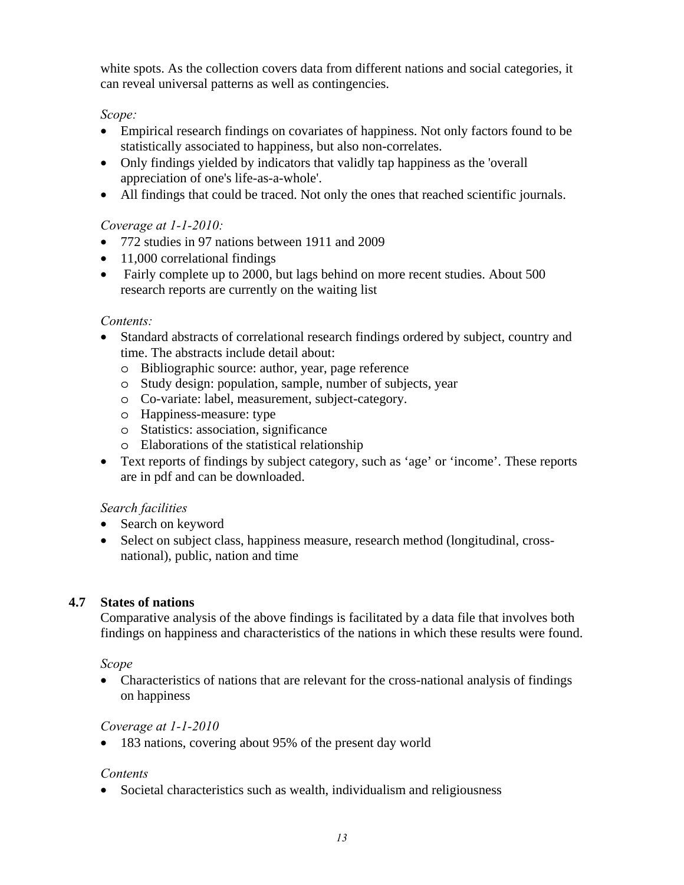white spots. As the collection covers data from different nations and social categories, it can reveal universal patterns as well as contingencies.

*Scope:*

- Empirical research findings on covariates of happiness. Not only factors found to be statistically associated to happiness, but also non-correlates.
- Only findings yielded by indicators that validly tap happiness as the 'overall appreciation of one's life-as-a-whole'.
- All findings that could be traced. Not only the ones that reached scientific journals.

*Coverage at 1-1-2010:*

- 772 studies in 97 nations between 1911 and 2009
- 11,000 correlational findings
- Fairly complete up to 2000, but lags behind on more recent studies. About 500 research reports are currently on the waiting list

*Contents:*

- Standard abstracts of correlational research findings ordered by subject, country and time. The abstracts include detail about:
    - Bibliographic source: author, year, page reference
    - Study design: population, sample, number of subjects, year
    - Co-variate: label, measurement, subject-category.
    - Happiness-measure: type
    - Statistics: association, significance
    - Elaborations of the statistical relationship
- Text reports of findings by subject category, such as 'age' or 'income'. These reports are in pdf and can be downloaded.

*Search facilities*

- Search on keyword
- Select on subject class, happiness measure, research method (longitudinal, cross-national), public, nation and time

### 4.7 States of nations

Comparative analysis of the above findings is facilitated by a data file that involves both findings on happiness and characteristics of the nations in which these results were found.

*Scope*

- Characteristics of nations that are relevant for the cross-national analysis of findings on happiness

*Coverage at 1-1-2010*

- 183 nations, covering about 95% of the present day world

*Contents*

- Societal characteristics such as wealth, individualism and religiousness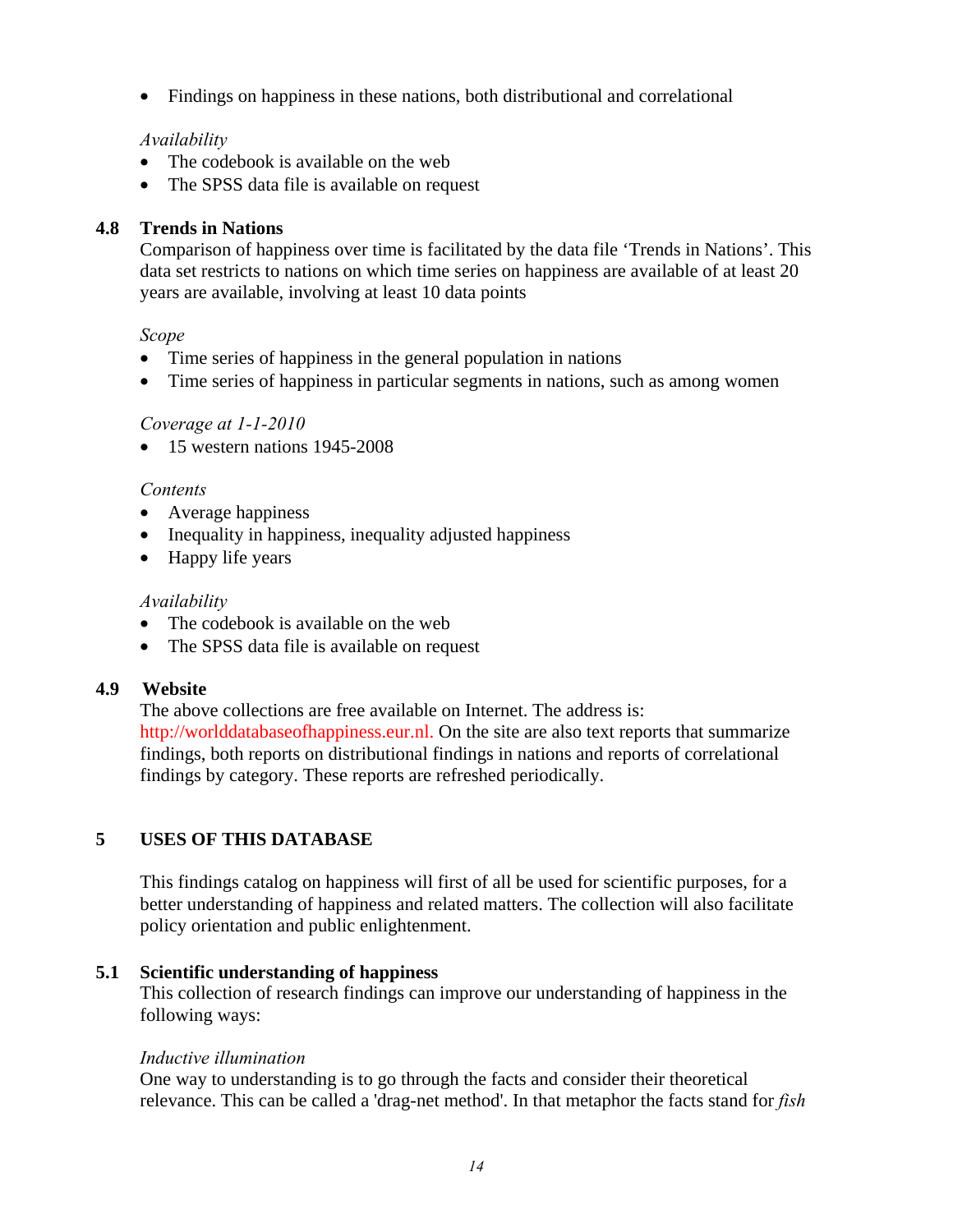- Findings on happiness in these nations, both distributional and correlational

*Availability*

- The codebook is available on the web
- The SPSS data file is available on request

### 4.8 Trends in Nations

Comparison of happiness over time is facilitated by the data file 'Trends in Nations'. This data set restricts to nations on which time series on happiness are available of at least 20 years are available, involving at least 10 data points

*Scope*

- Time series of happiness in the general population in nations
- Time series of happiness in particular segments in nations, such as among women

*Coverage at 1-1-2010*

- 15 western nations 1945-2008

*Contents*

- Average happiness
- Inequality in happiness, inequality adjusted happiness
- Happy life years

*Availability*

- The codebook is available on the web
- The SPSS data file is available on request

### 4.9 Website

The above collections are free available on Internet. The address is: http://worlddatabaseofhappiness.eur.nl. On the site are also text reports that summarize findings, both reports on distributional findings in nations and reports of correlational findings by category. These reports are refreshed periodically.

## 5 USES OF THIS DATABASE

This findings catalog on happiness will first of all be used for scientific purposes, for a better understanding of happiness and related matters. The collection will also facilitate policy orientation and public enlightenment.

### 5.1 Scientific understanding of happiness

This collection of research findings can improve our understanding of happiness in the following ways:

*Inductive illumination*

One way to understanding is to go through the facts and consider their theoretical relevance. This can be called a 'drag-net method'. In that metaphor the facts stand for *fish*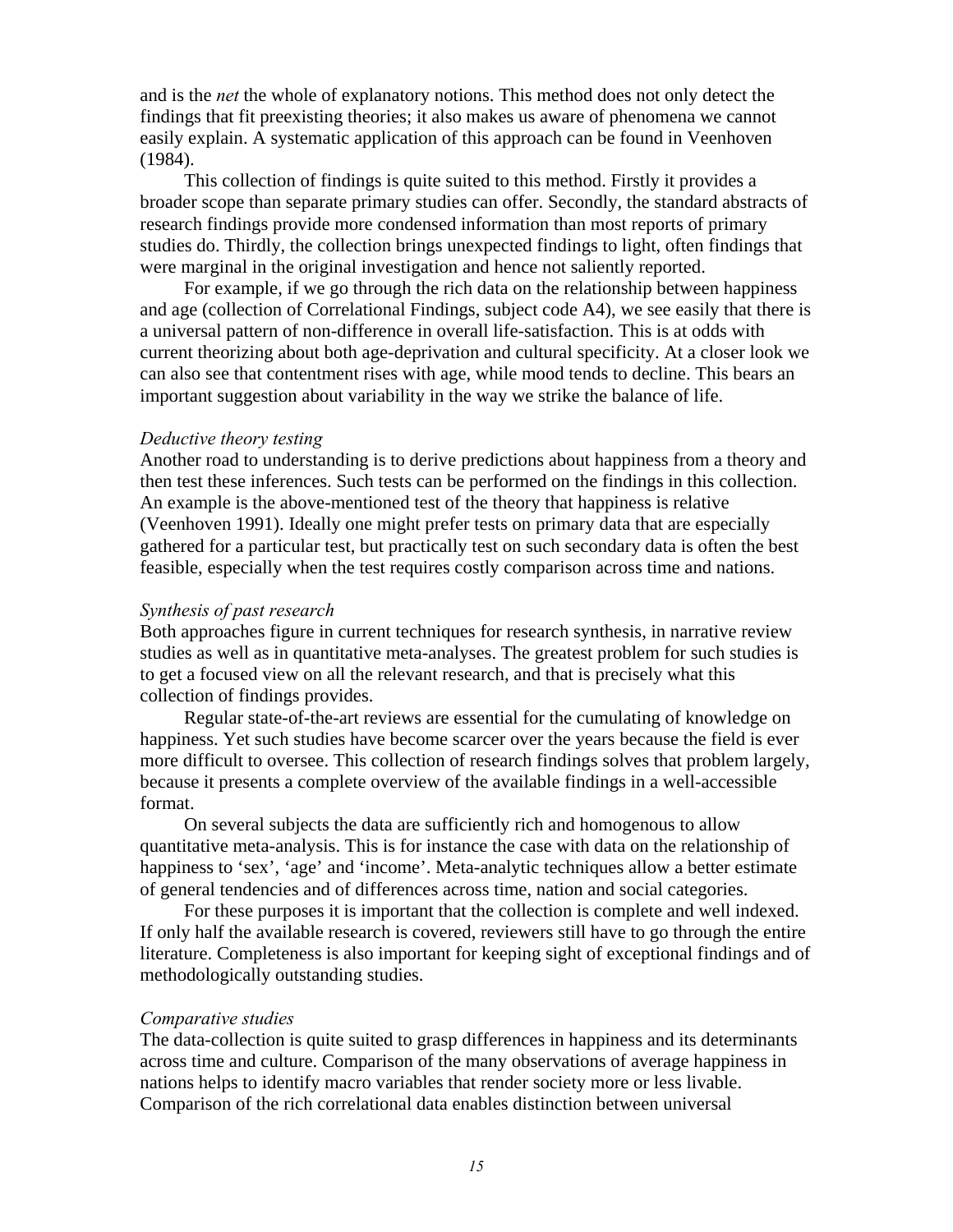and is the *net* the whole of explanatory notions. This method does not only detect the findings that fit preexisting theories; it also makes us aware of phenomena we cannot easily explain. A systematic application of this approach can be found in Veenhoven (1984).

This collection of findings is quite suited to this method. Firstly it provides a broader scope than separate primary studies can offer. Secondly, the standard abstracts of research findings provide more condensed information than most reports of primary studies do. Thirdly, the collection brings unexpected findings to light, often findings that were marginal in the original investigation and hence not saliently reported.

For example, if we go through the rich data on the relationship between happiness and age (collection of Correlational Findings, subject code A4), we see easily that there is a universal pattern of non-difference in overall life-satisfaction. This is at odds with current theorizing about both age-deprivation and cultural specificity. At a closer look we can also see that contentment rises with age, while mood tends to decline. This bears an important suggestion about variability in the way we strike the balance of life.

*Deductive theory testing*

Another road to understanding is to derive predictions about happiness from a theory and then test these inferences. Such tests can be performed on the findings in this collection. An example is the above-mentioned test of the theory that happiness is relative (Veenhoven 1991). Ideally one might prefer tests on primary data that are especially gathered for a particular test, but practically test on such secondary data is often the best feasible, especially when the test requires costly comparison across time and nations.

*Synthesis of past research*

Both approaches figure in current techniques for research synthesis, in narrative review studies as well as in quantitative meta-analyses. The greatest problem for such studies is to get a focused view on all the relevant research, and that is precisely what this collection of findings provides.

Regular state-of-the-art reviews are essential for the cumulating of knowledge on happiness. Yet such studies have become scarcer over the years because the field is ever more difficult to oversee. This collection of research findings solves that problem largely, because it presents a complete overview of the available findings in a well-accessible format.

On several subjects the data are sufficiently rich and homogenous to allow quantitative meta-analysis. This is for instance the case with data on the relationship of happiness to 'sex', 'age' and 'income'. Meta-analytic techniques allow a better estimate of general tendencies and of differences across time, nation and social categories.

For these purposes it is important that the collection is complete and well indexed. If only half the available research is covered, reviewers still have to go through the entire literature. Completeness is also important for keeping sight of exceptional findings and of methodologically outstanding studies.

*Comparative studies*

The data-collection is quite suited to grasp differences in happiness and its determinants across time and culture. Comparison of the many observations of average happiness in nations helps to identify macro variables that render society more or less livable. Comparison of the rich correlational data enables distinction between universal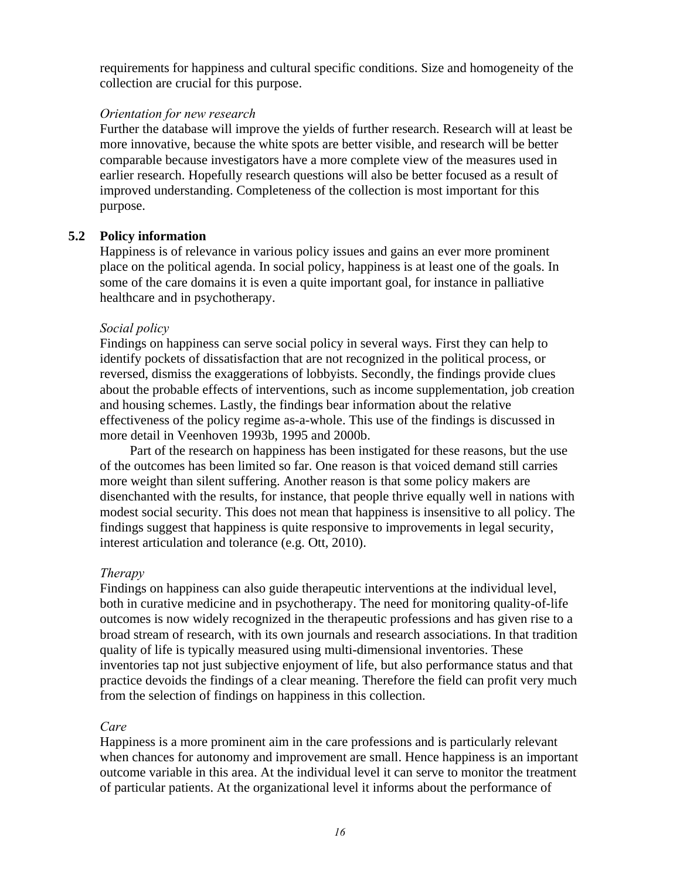requirements for happiness and cultural specific conditions. Size and homogeneity of the collection are crucial for this purpose.

*Orientation for new research*
Further the database will improve the yields of further research. Research will at least be more innovative, because the white spots are better visible, and research will be better comparable because investigators have a more complete view of the measures used in earlier research. Hopefully research questions will also be better focused as a result of improved understanding. Completeness of the collection is most important for this purpose.

## 5.2 Policy information

Happiness is of relevance in various policy issues and gains an ever more prominent place on the political agenda. In social policy, happiness is at least one of the goals. In some of the care domains it is even a quite important goal, for instance in palliative healthcare and in psychotherapy.

*Social policy*
Findings on happiness can serve social policy in several ways. First they can help to identify pockets of dissatisfaction that are not recognized in the political process, or reversed, dismiss the exaggerations of lobbyists. Secondly, the findings provide clues about the probable effects of interventions, such as income supplementation, job creation and housing schemes. Lastly, the findings bear information about the relative effectiveness of the policy regime as-a-whole. This use of the findings is discussed in more detail in Veenhoven 1993b, 1995 and 2000b.

Part of the research on happiness has been instigated for these reasons, but the use of the outcomes has been limited so far. One reason is that voiced demand still carries more weight than silent suffering. Another reason is that some policy makers are disenchanted with the results, for instance, that people thrive equally well in nations with modest social security. This does not mean that happiness is insensitive to all policy. The findings suggest that happiness is quite responsive to improvements in legal security, interest articulation and tolerance (e.g. Ott, 2010).

*Therapy*
Findings on happiness can also guide therapeutic interventions at the individual level, both in curative medicine and in psychotherapy. The need for monitoring quality-of-life outcomes is now widely recognized in the therapeutic professions and has given rise to a broad stream of research, with its own journals and research associations. In that tradition quality of life is typically measured using multi-dimensional inventories. These inventories tap not just subjective enjoyment of life, but also performance status and that practice devoids the findings of a clear meaning. Therefore the field can profit very much from the selection of findings on happiness in this collection.

*Care*
Happiness is a more prominent aim in the care professions and is particularly relevant when chances for autonomy and improvement are small. Hence happiness is an important outcome variable in this area. At the individual level it can serve to monitor the treatment of particular patients. At the organizational level it informs about the performance of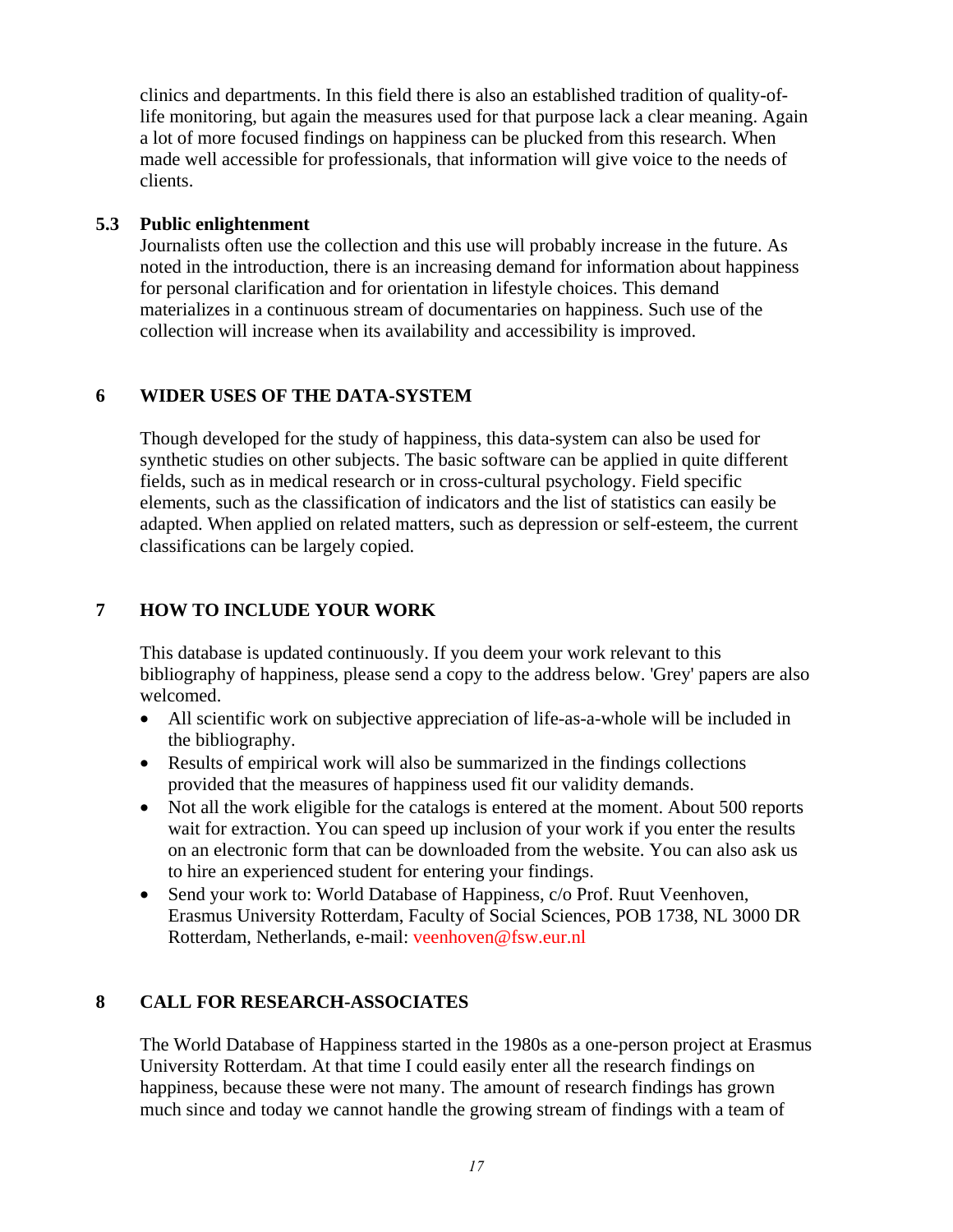clinics and departments. In this field there is also an established tradition of quality-of-life monitoring, but again the measures used for that purpose lack a clear meaning. Again a lot of more focused findings on happiness can be plucked from this research. When made well accessible for professionals, that information will give voice to the needs of clients.

### 5.3 Public enlightenment

Journalists often use the collection and this use will probably increase in the future. As noted in the introduction, there is an increasing demand for information about happiness for personal clarification and for orientation in lifestyle choices. This demand materializes in a continuous stream of documentaries on happiness. Such use of the collection will increase when its availability and accessibility is improved.

## 6 WIDER USES OF THE DATA-SYSTEM

Though developed for the study of happiness, this data-system can also be used for synthetic studies on other subjects. The basic software can be applied in quite different fields, such as in medical research or in cross-cultural psychology. Field specific elements, such as the classification of indicators and the list of statistics can easily be adapted. When applied on related matters, such as depression or self-esteem, the current classifications can be largely copied.

## 7 HOW TO INCLUDE YOUR WORK

This database is updated continuously. If you deem your work relevant to this bibliography of happiness, please send a copy to the address below. 'Grey' papers are also welcomed.

- All scientific work on subjective appreciation of life-as-a-whole will be included in the bibliography.
- Results of empirical work will also be summarized in the findings collections provided that the measures of happiness used fit our validity demands.
- Not all the work eligible for the catalogs is entered at the moment. About 500 reports wait for extraction. You can speed up inclusion of your work if you enter the results on an electronic form that can be downloaded from the website. You can also ask us to hire an experienced student for entering your findings.
- Send your work to: World Database of Happiness, c/o Prof. Ruut Veenhoven, Erasmus University Rotterdam, Faculty of Social Sciences, POB 1738, NL 3000 DR Rotterdam, Netherlands, e-mail: veenhoven@fsw.eur.nl

## 8 CALL FOR RESEARCH-ASSOCIATES

The World Database of Happiness started in the 1980s as a one-person project at Erasmus University Rotterdam. At that time I could easily enter all the research findings on happiness, because these were not many. The amount of research findings has grown much since and today we cannot handle the growing stream of findings with a team of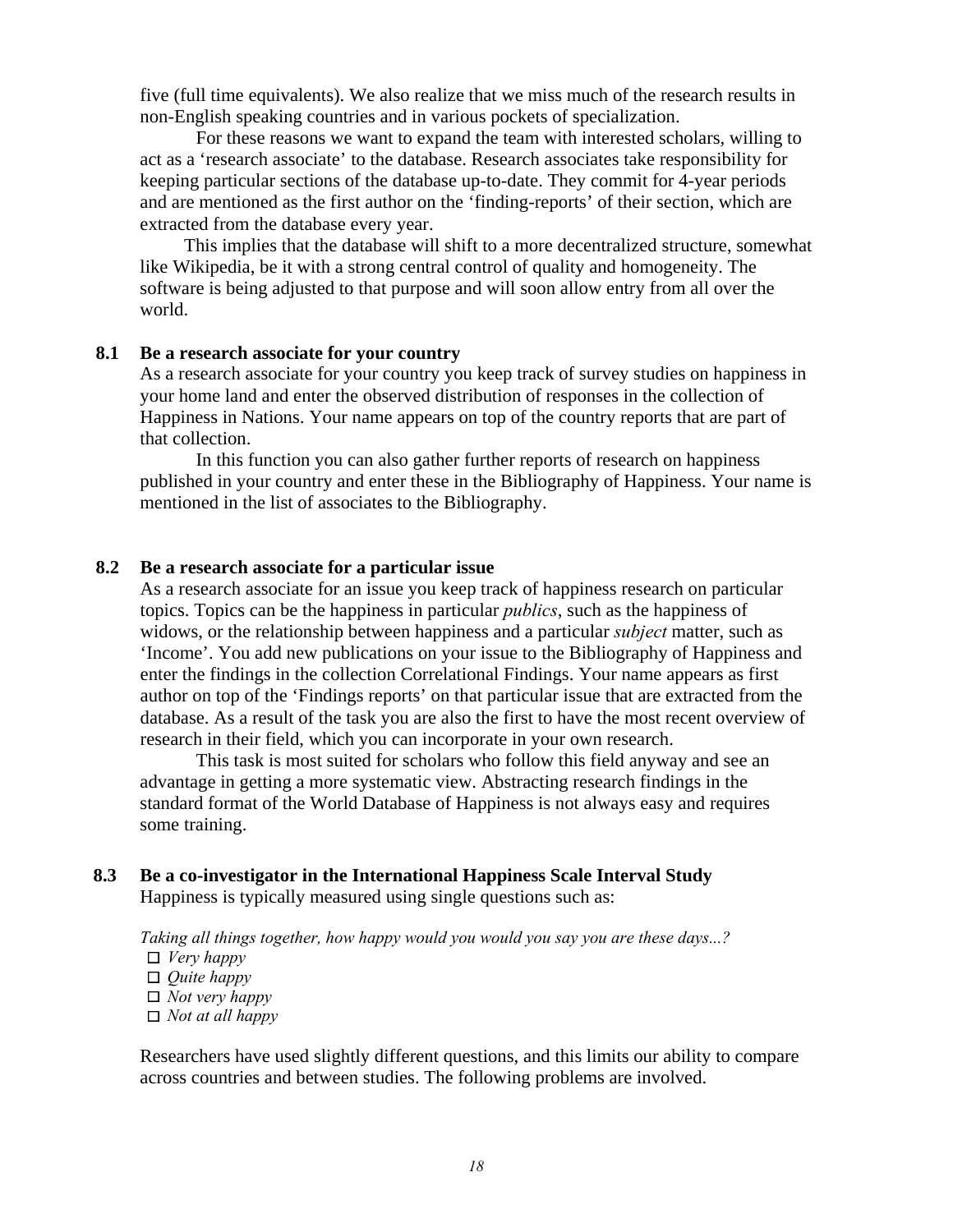five (full time equivalents). We also realize that we miss much of the research results in non-English speaking countries and in various pockets of specialization.

For these reasons we want to expand the team with interested scholars, willing to act as a 'research associate' to the database. Research associates take responsibility for keeping particular sections of the database up-to-date. They commit for 4-year periods and are mentioned as the first author on the 'finding-reports' of their section, which are extracted from the database every year.

This implies that the database will shift to a more decentralized structure, somewhat like Wikipedia, be it with a strong central control of quality and homogeneity. The software is being adjusted to that purpose and will soon allow entry from all over the world.

### 8.1 Be a research associate for your country

As a research associate for your country you keep track of survey studies on happiness in your home land and enter the observed distribution of responses in the collection of Happiness in Nations. Your name appears on top of the country reports that are part of that collection.

In this function you can also gather further reports of research on happiness published in your country and enter these in the Bibliography of Happiness. Your name is mentioned in the list of associates to the Bibliography.

### 8.2 Be a research associate for a particular issue

As a research associate for an issue you keep track of happiness research on particular topics. Topics can be the happiness in particular *publics*, such as the happiness of widows, or the relationship between happiness and a particular *subject* matter, such as 'Income'. You add new publications on your issue to the Bibliography of Happiness and enter the findings in the collection Correlational Findings. Your name appears as first author on top of the 'Findings reports' on that particular issue that are extracted from the database. As a result of the task you are also the first to have the most recent overview of research in their field, which you can incorporate in your own research.

This task is most suited for scholars who follow this field anyway and see an advantage in getting a more systematic view. Abstracting research findings in the standard format of the World Database of Happiness is not always easy and requires some training.

### 8.3 Be a co-investigator in the International Happiness Scale Interval Study

Happiness is typically measured using single questions such as:

*Taking all things together, how happy would you would you say you are these days...?*

- ☐ *Very happy*
- ☐ *Quite happy*
- ☐ *Not very happy*
- ☐ *Not at all happy*

Researchers have used slightly different questions, and this limits our ability to compare across countries and between studies. The following problems are involved.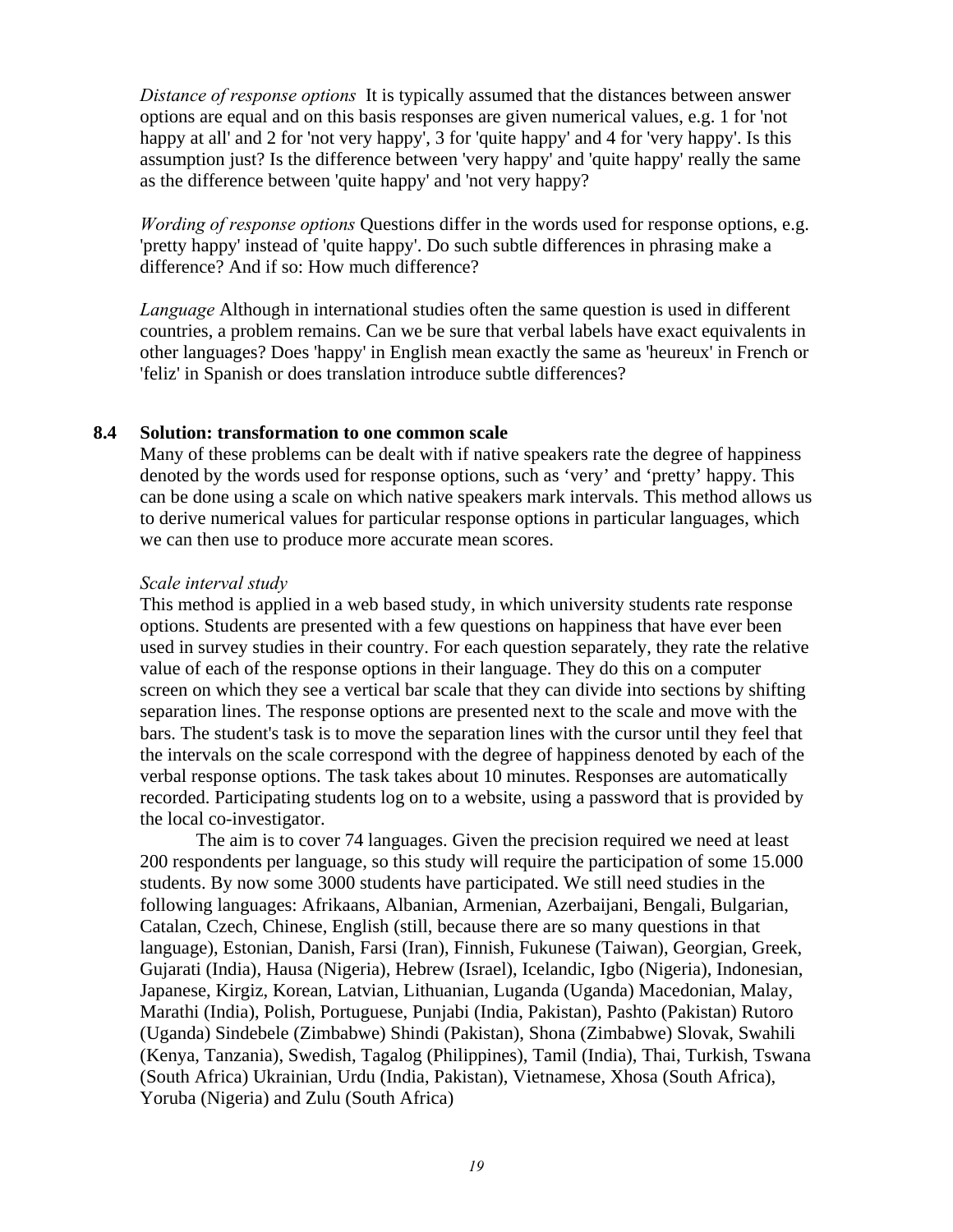*Distance of response options* It is typically assumed that the distances between answer options are equal and on this basis responses are given numerical values, e.g. 1 for 'not happy at all' and 2 for 'not very happy', 3 for 'quite happy' and 4 for 'very happy'. Is this assumption just? Is the difference between 'very happy' and 'quite happy' really the same as the difference between 'quite happy' and 'not very happy?

*Wording of response options* Questions differ in the words used for response options, e.g. 'pretty happy' instead of 'quite happy'. Do such subtle differences in phrasing make a difference? And if so: How much difference?

*Language* Although in international studies often the same question is used in different countries, a problem remains. Can we be sure that verbal labels have exact equivalents in other languages? Does 'happy' in English mean exactly the same as 'heureux' in French or 'feliz' in Spanish or does translation introduce subtle differences?

## 8.4 Solution: transformation to one common scale

Many of these problems can be dealt with if native speakers rate the degree of happiness denoted by the words used for response options, such as ‘very’ and ‘pretty’ happy. This can be done using a scale on which native speakers mark intervals. This method allows us to derive numerical values for particular response options in particular languages, which we can then use to produce more accurate mean scores.

*Scale interval study*

This method is applied in a web based study, in which university students rate response options. Students are presented with a few questions on happiness that have ever been used in survey studies in their country. For each question separately, they rate the relative value of each of the response options in their language. They do this on a computer screen on which they see a vertical bar scale that they can divide into sections by shifting separation lines. The response options are presented next to the scale and move with the bars. The student's task is to move the separation lines with the cursor until they feel that the intervals on the scale correspond with the degree of happiness denoted by each of the verbal response options. The task takes about 10 minutes. Responses are automatically recorded. Participating students log on to a website, using a password that is provided by the local co-investigator.

The aim is to cover 74 languages. Given the precision required we need at least 200 respondents per language, so this study will require the participation of some 15.000 students. By now some 3000 students have participated. We still need studies in the following languages: Afrikaans, Albanian, Armenian, Azerbaijani, Bengali, Bulgarian, Catalan, Czech, Chinese, English (still, because there are so many questions in that language), Estonian, Danish, Farsi (Iran), Finnish, Fukunese (Taiwan), Georgian, Greek, Gujarati (India), Hausa (Nigeria), Hebrew (Israel), Icelandic, Igbo (Nigeria), Indonesian, Japanese, Kirgiz, Korean, Latvian, Lithuanian, Luganda (Uganda) Macedonian, Malay, Marathi (India), Polish, Portuguese, Punjabi (India, Pakistan), Pashto (Pakistan) Rutoro (Uganda) Sindebele (Zimbabwe) Shindi (Pakistan), Shona (Zimbabwe) Slovak, Swahili (Kenya, Tanzania), Swedish, Tagalog (Philippines), Tamil (India), Thai, Turkish, Tswana (South Africa) Ukrainian, Urdu (India, Pakistan), Vietnamese, Xhosa (South Africa), Yoruba (Nigeria) and Zulu (South Africa)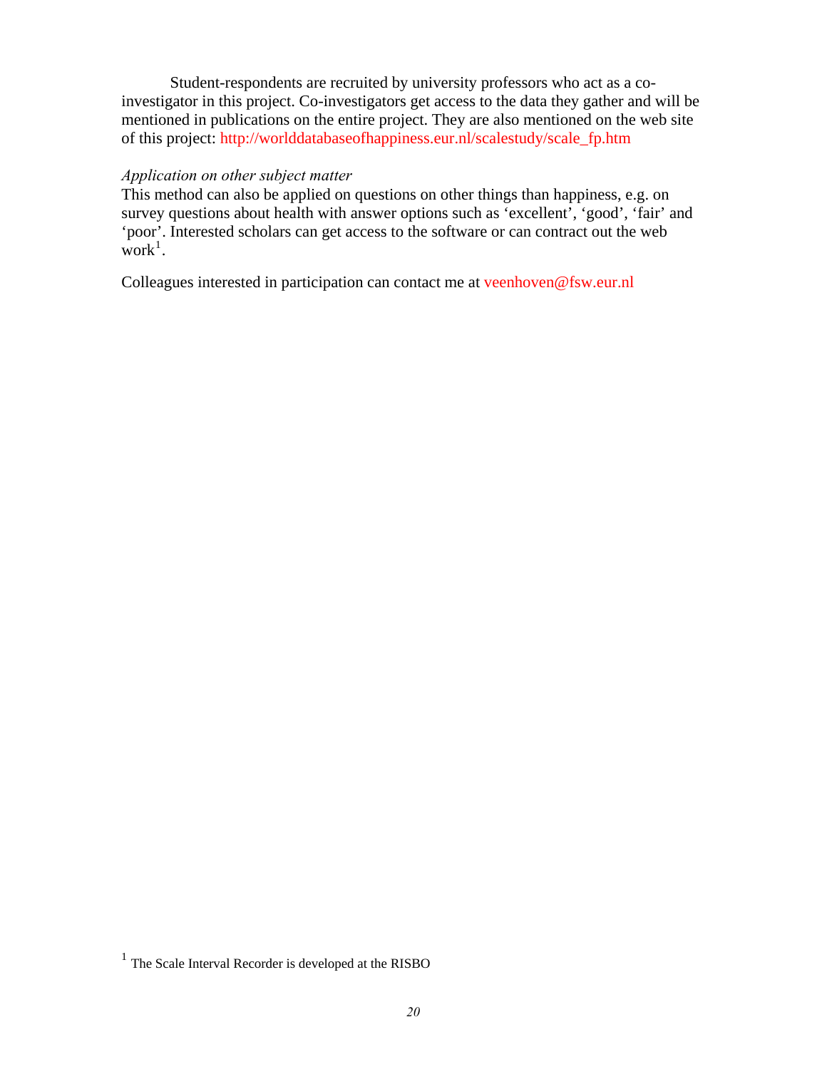Student-respondents are recruited by university professors who act as a co-investigator in this project. Co-investigators get access to the data they gather and will be mentioned in publications on the entire project. They are also mentioned on the web site of this project: http://worlddatabaseofhappiness.eur.nl/scalestudy/scale_fp.htm

*Application on other subject matter*

This method can also be applied on questions on other things than happiness, e.g. on survey questions about health with answer options such as 'excellent', 'good', 'fair' and 'poor'. Interested scholars can get access to the software or can contract out the web work[1].

Colleagues interested in participation can contact me at veenhoven@fsw.eur.nl

[1] The Scale Interval Recorder is developed at the RISBO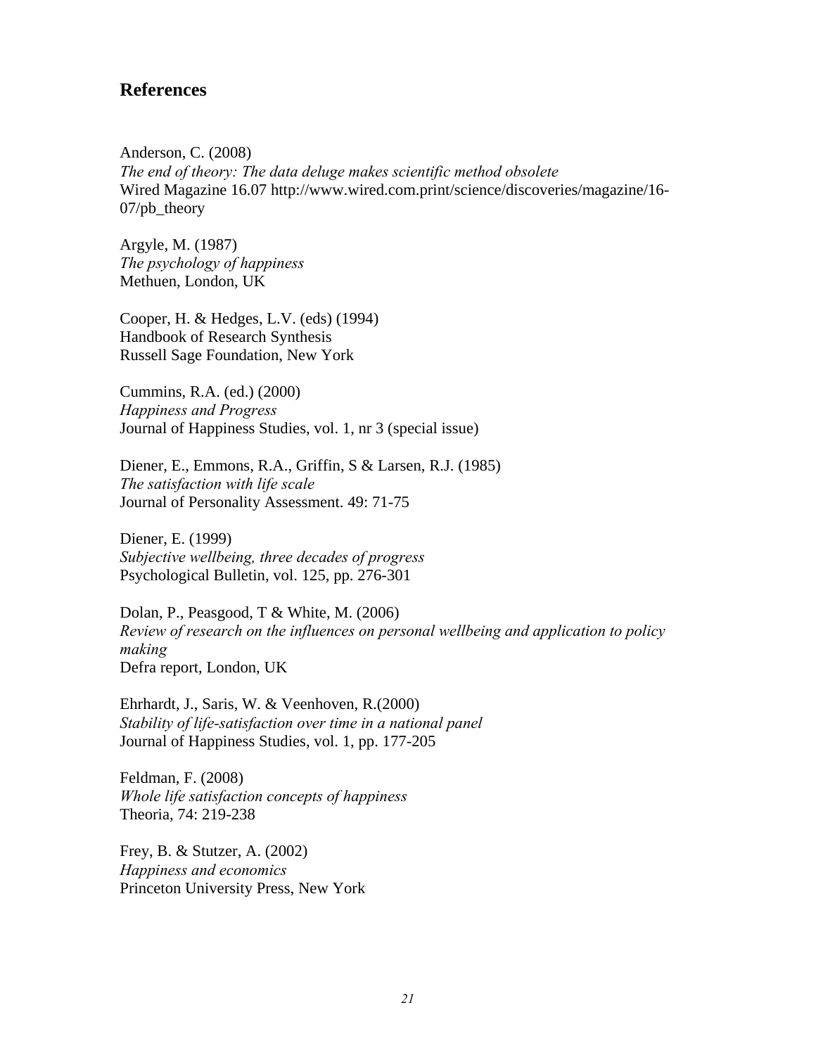## References

Anderson, C. (2008)
*The end of theory: The data deluge makes scientific method obsolete*
Wired Magazine 16.07 http://www.wired.com.print/science/discoveries/magazine/16-07/pb_theory

Argyle, M. (1987)
*The psychology of happiness*
Methuen, London, UK

Cooper, H. & Hedges, L.V. (eds) (1994)
Handbook of Research Synthesis
Russell Sage Foundation, New York

Cummins, R.A. (ed.) (2000)
*Happiness and Progress*
Journal of Happiness Studies, vol. 1, nr 3 (special issue)

Diener, E., Emmons, R.A., Griffin, S & Larsen, R.J. (1985)
*The satisfaction with life scale*
Journal of Personality Assessment. 49: 71-75

Diener, E. (1999)
*Subjective wellbeing, three decades of progress*
Psychological Bulletin, vol. 125, pp. 276-301

Dolan, P., Peasgood, T & White, M. (2006)
*Review of research on the influences on personal wellbeing and application to policy making*
Defra report, London, UK

Ehrhardt, J., Saris, W. & Veenhoven, R.(2000)
*Stability of life-satisfaction over time in a national panel*
Journal of Happiness Studies, vol. 1, pp. 177-205

Feldman, F. (2008)
*Whole life satisfaction concepts of happiness*
Theoria, 74: 219-238

Frey, B. & Stutzer, A. (2002)
*Happiness and economics*
Princeton University Press, New York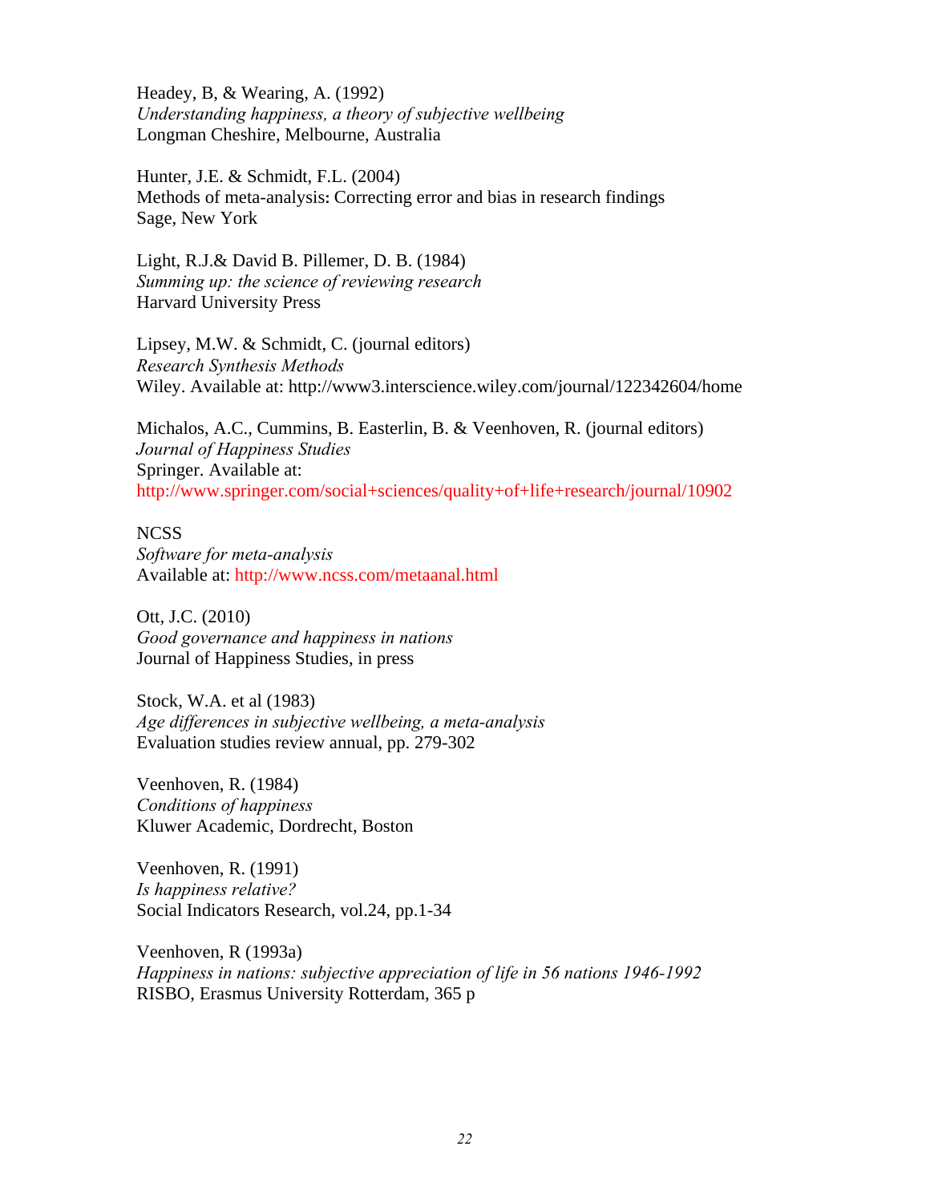Headey, B, & Wearing, A. (1992)
*Understanding happiness, a theory of subjective wellbeing*
Longman Cheshire, Melbourne, Australia

Hunter, J.E. & Schmidt, F.L. (2004)
Methods of meta-analysis**:** Correcting error and bias in research findings
Sage, New York

Light, R.J.& David B. Pillemer, D. B. (1984)
*Summing up: the science of reviewing research*
Harvard University Press

Lipsey, M.W. & Schmidt, C. (journal editors)
*Research Synthesis Methods*
Wiley. Available at: http://www3.interscience.wiley.com/journal/122342604/home

Michalos, A.C., Cummins, B. Easterlin, B. & Veenhoven, R. (journal editors)
*Journal of Happiness Studies*
Springer. Available at:
http://www.springer.com/social+sciences/quality+of+life+research/journal/10902

NCSS
*Software for meta-analysis*
Available at: http://www.ncss.com/metaanal.html

Ott, J.C. (2010)
*Good governance and happiness in nations*
Journal of Happiness Studies, in press

Stock, W.A. et al (1983)
*Age differences in subjective wellbeing, a meta-analysis*
Evaluation studies review annual, pp. 279-302

Veenhoven, R. (1984)
*Conditions of happiness*
Kluwer Academic, Dordrecht, Boston

Veenhoven, R. (1991)
*Is happiness relative?*
Social Indicators Research, vol.24, pp.1-34

Veenhoven, R (1993a)
*Happiness in nations: subjective appreciation of life in 56 nations 1946-1992*
RISBO, Erasmus University Rotterdam, 365 p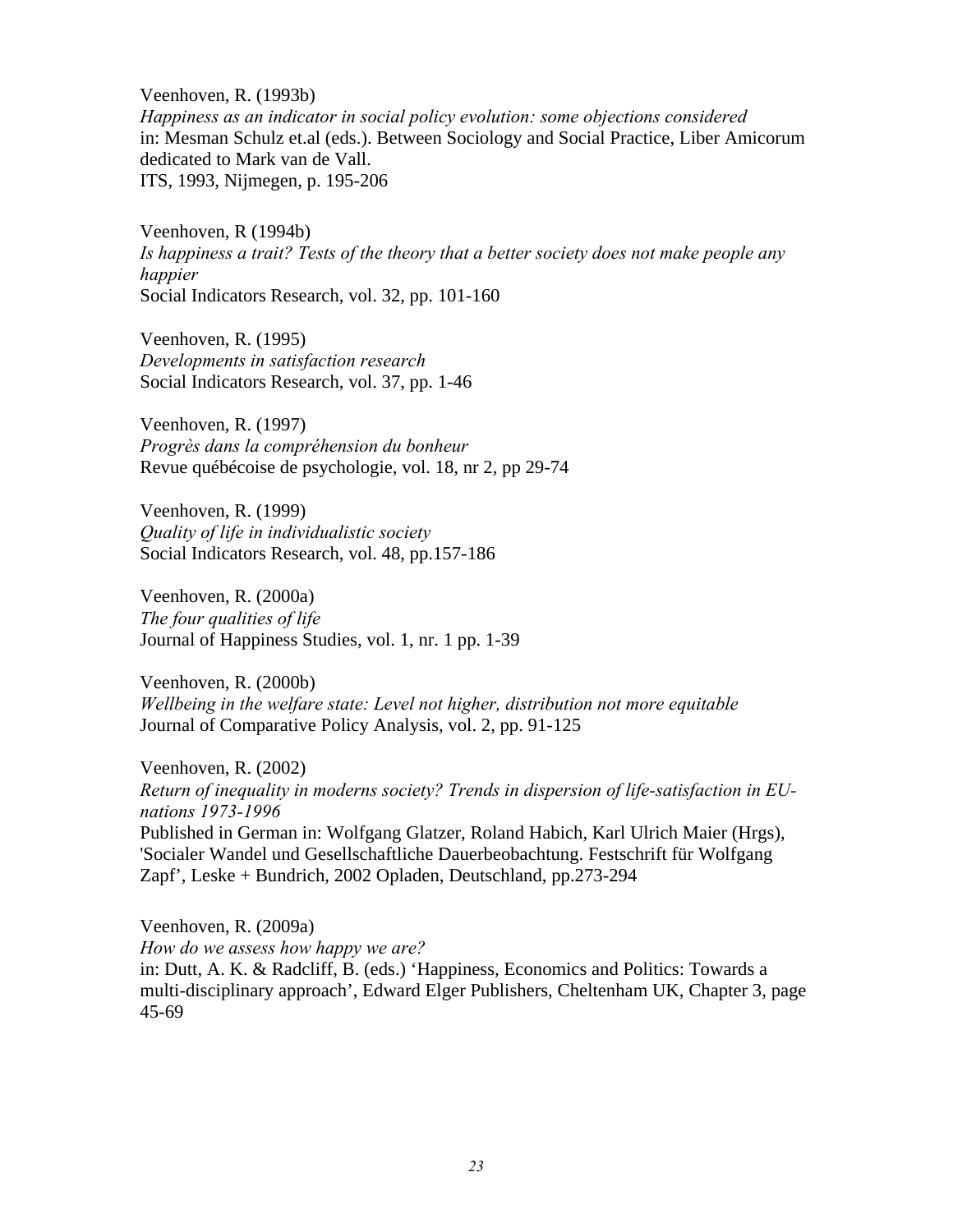Veenhoven, R. (1993b)
*Happiness as an indicator in social policy evolution: some objections considered*
in: Mesman Schulz et.al (eds.). Between Sociology and Social Practice, Liber Amicorum dedicated to Mark van de Vall.
ITS, 1993, Nijmegen, p. 195-206

Veenhoven, R (1994b)
*Is happiness a trait? Tests of the theory that a better society does not make people any happier*
Social Indicators Research, vol. 32, pp. 101-160

Veenhoven, R. (1995)
*Developments in satisfaction research*
Social Indicators Research, vol. 37, pp. 1-46

Veenhoven, R. (1997)
*Progrès dans la compréhension du bonheur*
Revue québécoise de psychologie, vol. 18, nr 2, pp 29-74

Veenhoven, R. (1999)
*Quality of life in individualistic society*
Social Indicators Research, vol. 48, pp.157-186

Veenhoven, R. (2000a)
*The four qualities of life*
Journal of Happiness Studies, vol. 1, nr. 1 pp. 1-39

Veenhoven, R. (2000b)
*Wellbeing in the welfare state: Level not higher, distribution not more equitable*
Journal of Comparative Policy Analysis, vol. 2, pp. 91-125

Veenhoven, R. (2002)
*Return of inequality in moderns society? Trends in dispersion of life-satisfaction in EU-nations 1973-1996*
Published in German in: Wolfgang Glatzer, Roland Habich, Karl Ulrich Maier (Hrgs), 'Socialer Wandel und Gesellschaftliche Dauerbeobachtung. Festschrift für Wolfgang Zapf', Leske + Bundrich, 2002 Opladen, Deutschland, pp.273-294

Veenhoven, R. (2009a)
*How do we assess how happy we are?*
in: Dutt, A. K. & Radcliff, B. (eds.) 'Happiness, Economics and Politics: Towards a multi-disciplinary approach', Edward Elger Publishers, Cheltenham UK, Chapter 3, page 45-69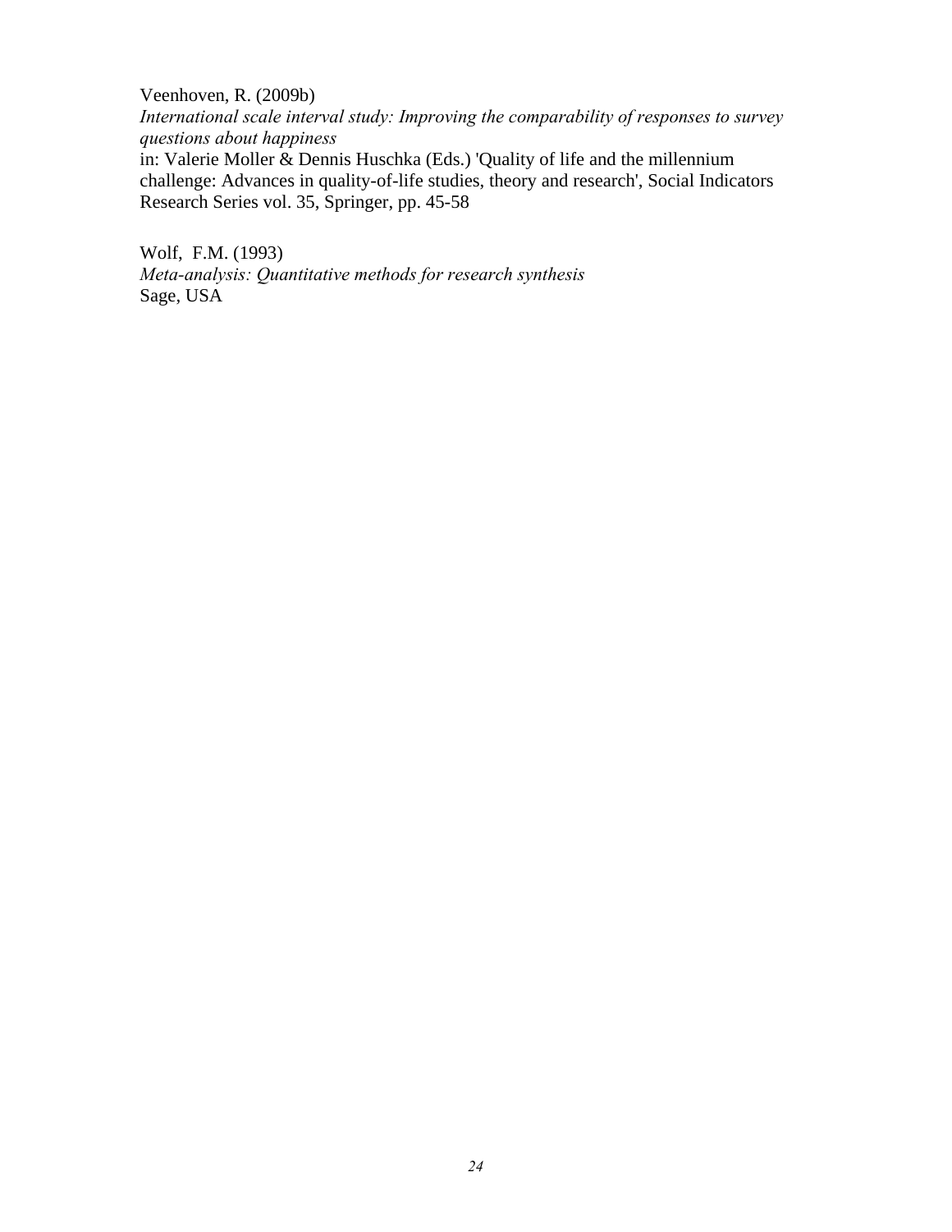Veenhoven, R. (2009b)
*International scale interval study: Improving the comparability of responses to survey questions about happiness*
in: Valerie Moller & Dennis Huschka (Eds.) 'Quality of life and the millennium challenge: Advances in quality-of-life studies, theory and research', Social Indicators Research Series vol. 35, Springer, pp. 45-58

Wolf, F.M. (1993)
*Meta-analysis: Quantitative methods for research synthesis*
Sage, USA